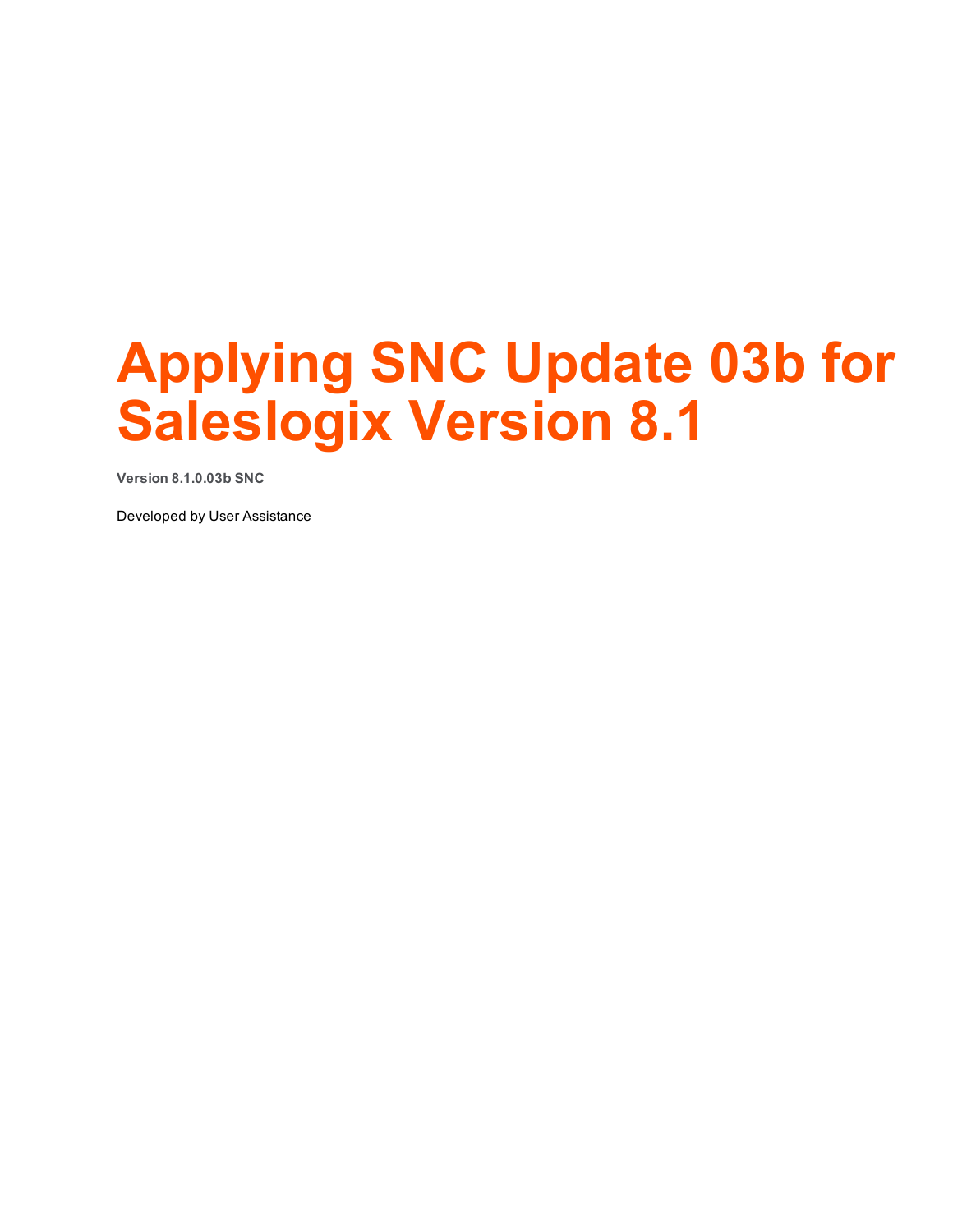# Applying SNC Update 03b for Saleslogix Version 8.1

**Version 8.1.0.03b SNC**

Developed by User Assistance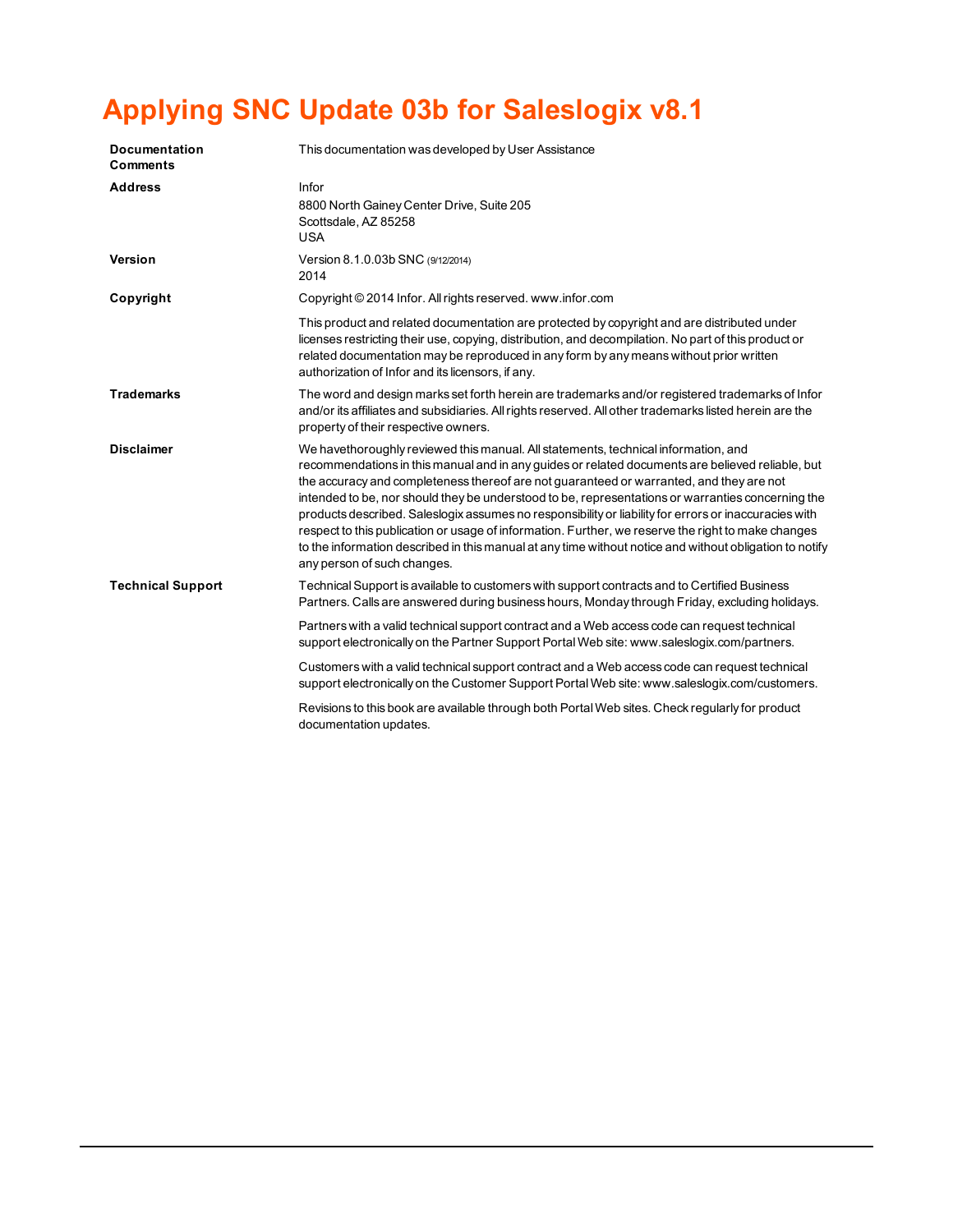# Applying SNC Update 03b for Saleslogix v8.1

**Documentation Comments**

This documentation was developed by User Assistance

**Address**

Infor
8800 North Gainey Center Drive, Suite 205
Scottsdale, AZ 85258
USA

**Version**

Version 8.1.0.03b SNC (9/12/2014)
2014

**Copyright**

Copyright © 2014 Infor. All rights reserved. www.infor.com

This product and related documentation are protected by copyright and are distributed under licenses restricting their use, copying, distribution, and decompilation. No part of this product or related documentation may be reproduced in any form by any means without prior written authorization of Infor and its licensors, if any.

**Trademarks**

The word and design marks set forth herein are trademarks and/or registered trademarks of Infor and/or its affiliates and subsidiaries. All rights reserved. All other trademarks listed herein are the property of their respective owners.

**Disclaimer**

We havethoroughly reviewed this manual. All statements, technical information, and recommendations in this manual and in any guides or related documents are believed reliable, but the accuracy and completeness thereof are not guaranteed or warranted, and they are not intended to be, nor should they be understood to be, representations or warranties concerning the products described. Saleslogix assumes no responsibility or liability for errors or inaccuracies with respect to this publication or usage of information. Further, we reserve the right to make changes to the information described in this manual at any time without notice and without obligation to notify any person of such changes.

**Technical Support**

Technical Support is available to customers with support contracts and to Certified Business Partners. Calls are answered during business hours, Monday through Friday, excluding holidays.

Partners with a valid technical support contract and a Web access code can request technical support electronically on the Partner Support Portal Web site: www.saleslogix.com/partners.

Customers with a valid technical support contract and a Web access code can request technical support electronically on the Customer Support Portal Web site: www.saleslogix.com/customers.

Revisions to this book are available through both Portal Web sites. Check regularly for product documentation updates.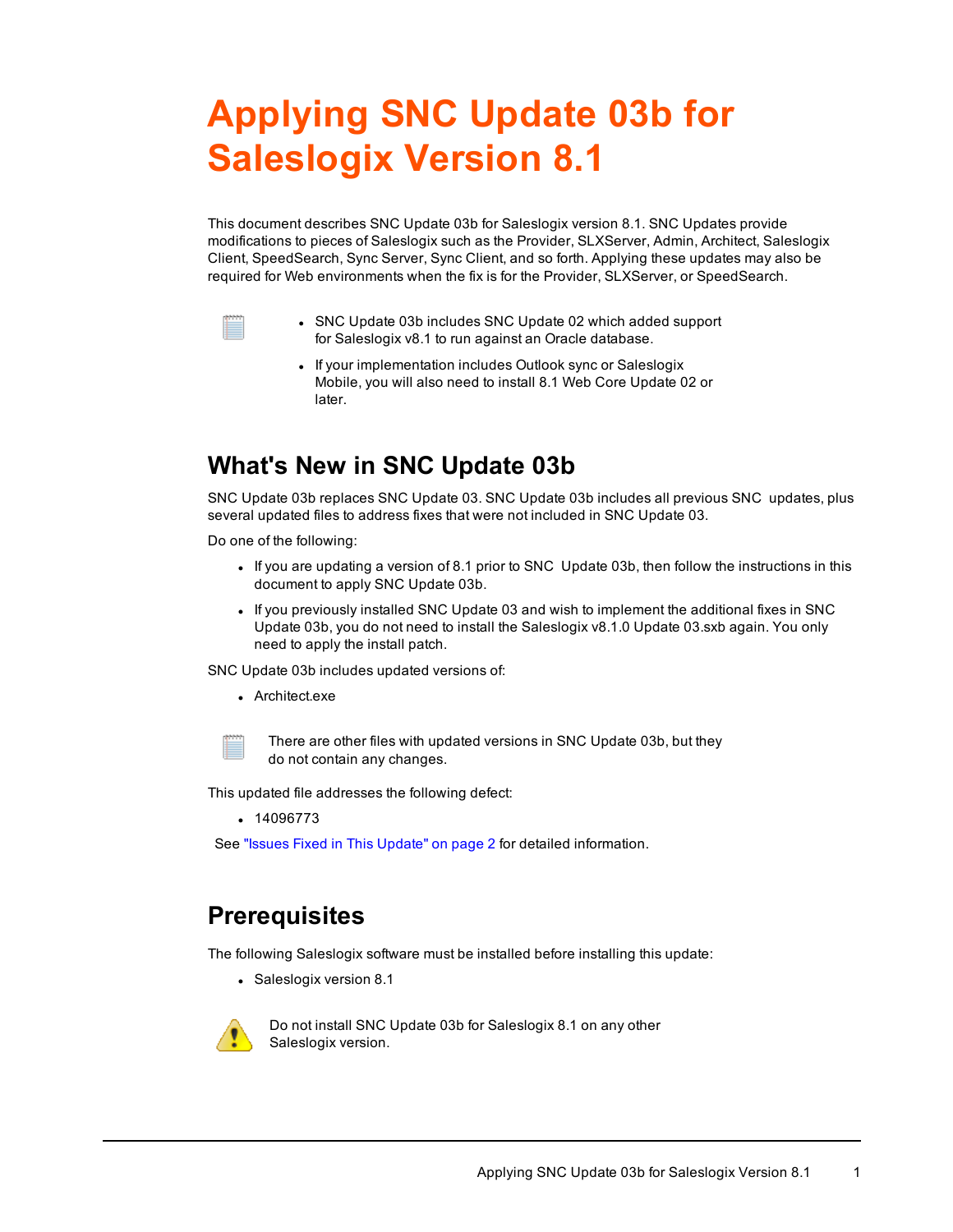# Applying SNC Update 03b for Saleslogix Version 8.1

This document describes SNC Update 03b for Saleslogix version 8.1. SNC Updates provide modifications to pieces of Saleslogix such as the Provider, SLXServer, Admin, Architect, Saleslogix Client, SpeedSearch, Sync Server, Sync Client, and so forth. Applying these updates may also be required for Web environments when the fix is for the Provider, SLXServer, or SpeedSearch.

- SNC Update 03b includes SNC Update 02 which added support for Saleslogix v8.1 to run against an Oracle database.
- If your implementation includes Outlook sync or Saleslogix Mobile, you will also need to install 8.1 Web Core Update 02 or later.

## What's New in SNC Update 03b

SNC Update 03b replaces SNC Update 03. SNC Update 03b includes all previous SNC updates, plus several updated files to address fixes that were not included in SNC Update 03.

Do one of the following:

- If you are updating a version of 8.1 prior to SNC Update 03b, then follow the instructions in this document to apply SNC Update 03b.
- If you previously installed SNC Update 03 and wish to implement the additional fixes in SNC Update 03b, you do not need to install the Saleslogix v8.1.0 Update 03.sxb again. You only need to apply the install patch.

SNC Update 03b includes updated versions of:

- Architect.exe

There are other files with updated versions in SNC Update 03b, but they do not contain any changes.

This updated file addresses the following defect:

- 14096773

See "Issues Fixed in This Update" on page 2 for detailed information.

## Prerequisites

The following Saleslogix software must be installed before installing this update:

- Saleslogix version 8.1

Do not install SNC Update 03b for Saleslogix 8.1 on any other Saleslogix version.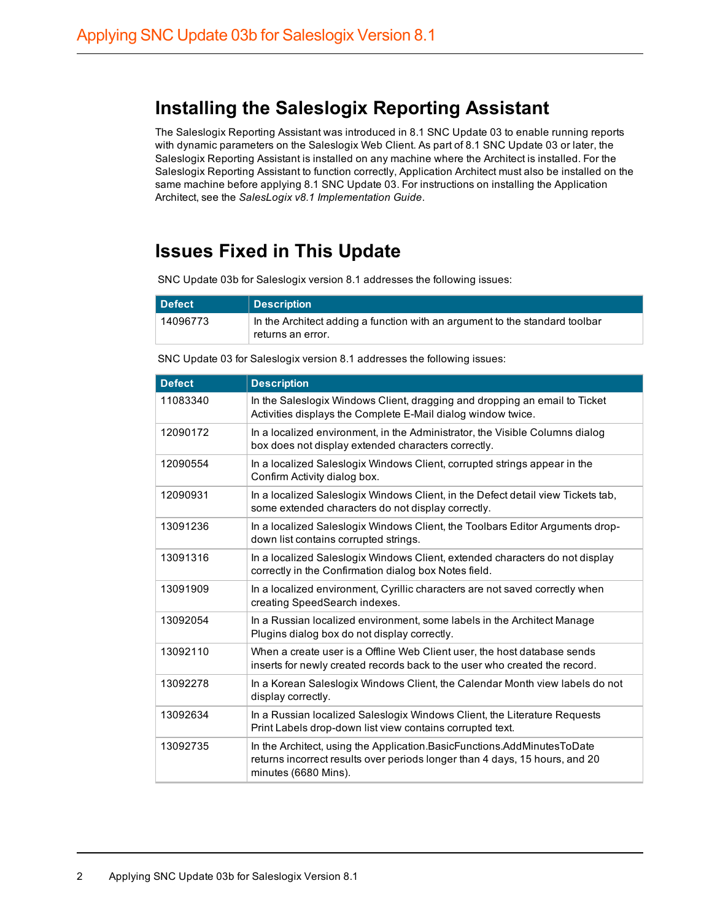## Installing the Saleslogix Reporting Assistant

The Saleslogix Reporting Assistant was introduced in 8.1 SNC Update 03 to enable running reports with dynamic parameters on the Saleslogix Web Client. As part of 8.1 SNC Update 03 or later, the Saleslogix Reporting Assistant is installed on any machine where the Architect is installed. For the Saleslogix Reporting Assistant to function correctly, Application Architect must also be installed on the same machine before applying 8.1 SNC Update 03. For instructions on installing the Application Architect, see the *SalesLogix v8.1 Implementation Guide*.

## Issues Fixed in This Update

SNC Update 03b for Saleslogix version 8.1 addresses the following issues:

| Defect | Description |
| --- | --- |
| 14096773 | In the Architect adding a function with an argument to the standard toolbar returns an error. |

SNC Update 03 for Saleslogix version 8.1 addresses the following issues:

| Defect | Description |
| --- | --- |
| 11083340 | In the Saleslogix Windows Client, dragging and dropping an email to Ticket Activities displays the Complete E-Mail dialog window twice. |
| 12090172 | In a localized environment, in the Administrator, the Visible Columns dialog box does not display extended characters correctly. |
| 12090554 | In a localized Saleslogix Windows Client, corrupted strings appear in the Confirm Activity dialog box. |
| 12090931 | In a localized Saleslogix Windows Client, in the Defect detail view Tickets tab, some extended characters do not display correctly. |
| 13091236 | In a localized Saleslogix Windows Client, the Toolbars Editor Arguments drop-down list contains corrupted strings. |
| 13091316 | In a localized Saleslogix Windows Client, extended characters do not display correctly in the Confirmation dialog box Notes field. |
| 13091909 | In a localized environment, Cyrillic characters are not saved correctly when creating SpeedSearch indexes. |
| 13092054 | In a Russian localized environment, some labels in the Architect Manage Plugins dialog box do not display correctly. |
| 13092110 | When a create user is a Offline Web Client user, the host database sends inserts for newly created records back to the user who created the record. |
| 13092278 | In a Korean Saleslogix Windows Client, the Calendar Month view labels do not display correctly. |
| 13092634 | In a Russian localized Saleslogix Windows Client, the Literature Requests Print Labels drop-down list view contains corrupted text. |
| 13092735 | In the Architect, using the Application.BasicFunctions.AddMinutesToDate returns incorrect results over periods longer than 4 days, 15 hours, and 20 minutes (6680 Mins). |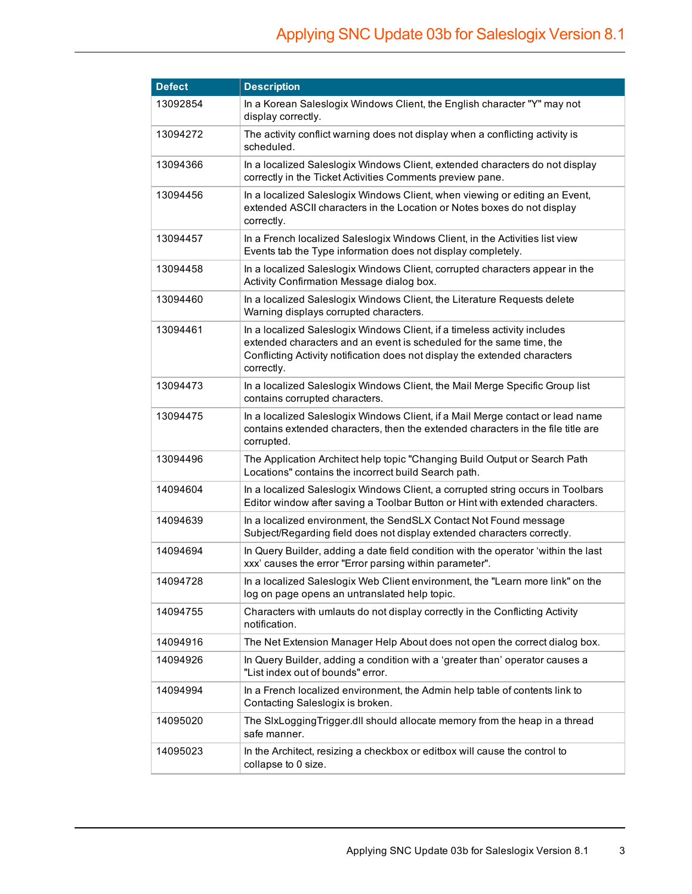| Defect | Description |
|---|---|
| 13092854 | In a Korean Saleslogix Windows Client, the English character "Y" may not display correctly. |
| 13094272 | The activity conflict warning does not display when a conflicting activity is scheduled. |
| 13094366 | In a localized Saleslogix Windows Client, extended characters do not display correctly in the Ticket Activities Comments preview pane. |
| 13094456 | In a localized Saleslogix Windows Client, when viewing or editing an Event, extended ASCII characters in the Location or Notes boxes do not display correctly. |
| 13094457 | In a French localized Saleslogix Windows Client, in the Activities list view Events tab the Type information does not display completely. |
| 13094458 | In a localized Saleslogix Windows Client, corrupted characters appear in the Activity Confirmation Message dialog box. |
| 13094460 | In a localized Saleslogix Windows Client, the Literature Requests delete Warning displays corrupted characters. |
| 13094461 | In a localized Saleslogix Windows Client, if a timeless activity includes extended characters and an event is scheduled for the same time, the Conflicting Activity notification does not display the extended characters correctly. |
| 13094473 | In a localized Saleslogix Windows Client, the Mail Merge Specific Group list contains corrupted characters. |
| 13094475 | In a localized Saleslogix Windows Client, if a Mail Merge contact or lead name contains extended characters, then the extended characters in the file title are corrupted. |
| 13094496 | The Application Architect help topic "Changing Build Output or Search Path Locations" contains the incorrect build Search path. |
| 14094604 | In a localized Saleslogix Windows Client, a corrupted string occurs in Toolbars Editor window after saving a Toolbar Button or Hint with extended characters. |
| 14094639 | In a localized environment, the SendSLX Contact Not Found message Subject/Regarding field does not display extended characters correctly. |
| 14094694 | In Query Builder, adding a date field condition with the operator 'within the last xxx' causes the error "Error parsing within parameter". |
| 14094728 | In a localized Saleslogix Web Client environment, the "Learn more link" on the log on page opens an untranslated help topic. |
| 14094755 | Characters with umlauts do not display correctly in the Conflicting Activity notification. |
| 14094916 | The Net Extension Manager Help About does not open the correct dialog box. |
| 14094926 | In Query Builder, adding a condition with a 'greater than' operator causes a "List index out of bounds" error. |
| 14094994 | In a French localized environment, the Admin help table of contents link to Contacting Saleslogix is broken. |
| 14095020 | The SlxLoggingTrigger.dll should allocate memory from the heap in a thread safe manner. |
| 14095023 | In the Architect, resizing a checkbox or editbox will cause the control to collapse to 0 size. |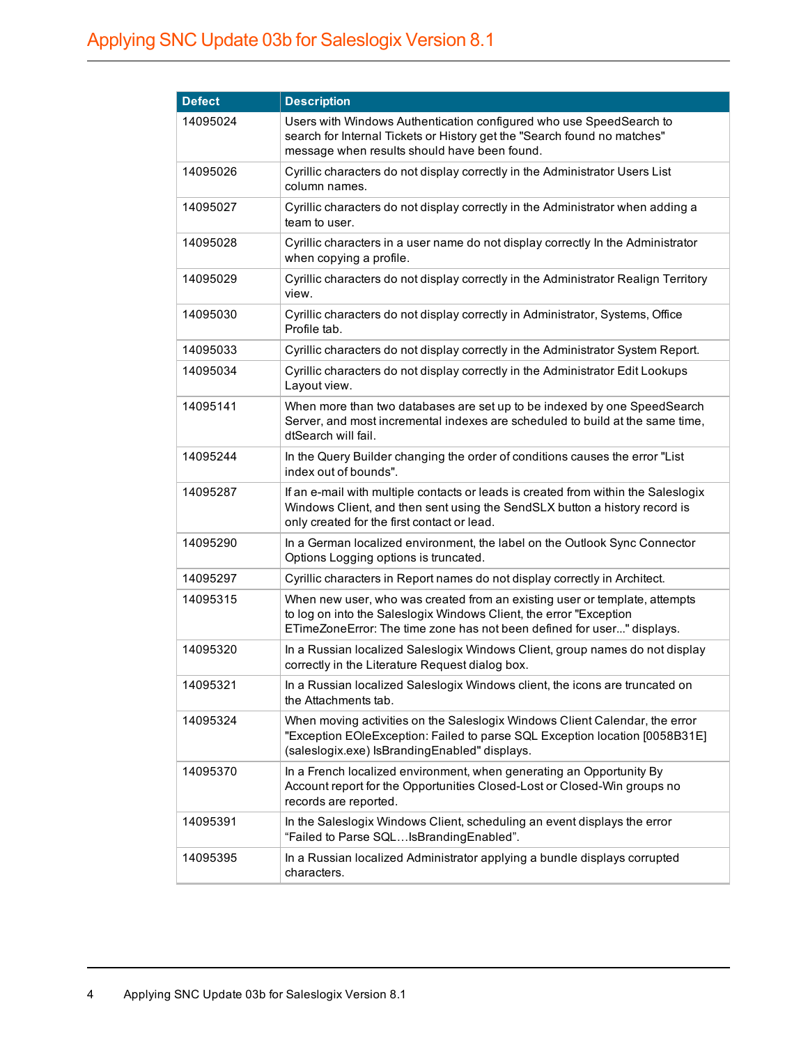| Defect | Description |
| --- | --- |
| 14095024 | Users with Windows Authentication configured who use SpeedSearch to search for Internal Tickets or History get the "Search found no matches" message when results should have been found. |
| 14095026 | Cyrillic characters do not display correctly in the Administrator Users List column names. |
| 14095027 | Cyrillic characters do not display correctly in the Administrator when adding a team to user. |
| 14095028 | Cyrillic characters in a user name do not display correctly In the Administrator when copying a profile. |
| 14095029 | Cyrillic characters do not display correctly in the Administrator Realign Territory view. |
| 14095030 | Cyrillic characters do not display correctly in Administrator, Systems, Office Profile tab. |
| 14095033 | Cyrillic characters do not display correctly in the Administrator System Report. |
| 14095034 | Cyrillic characters do not display correctly in the Administrator Edit Lookups Layout view. |
| 14095141 | When more than two databases are set up to be indexed by one SpeedSearch Server, and most incremental indexes are scheduled to build at the same time, dtSearch will fail. |
| 14095244 | In the Query Builder changing the order of conditions causes the error "List index out of bounds". |
| 14095287 | If an e-mail with multiple contacts or leads is created from within the Saleslogix Windows Client, and then sent using the SendSLX button a history record is only created for the first contact or lead. |
| 14095290 | In a German localized environment, the label on the Outlook Sync Connector Options Logging options is truncated. |
| 14095297 | Cyrillic characters in Report names do not display correctly in Architect. |
| 14095315 | When new user, who was created from an existing user or template, attempts to log on into the Saleslogix Windows Client, the error "Exception ETimeZoneError: The time zone has not been defined for user..." displays. |
| 14095320 | In a Russian localized Saleslogix Windows Client, group names do not display correctly in the Literature Request dialog box. |
| 14095321 | In a Russian localized Saleslogix Windows client, the icons are truncated on the Attachments tab. |
| 14095324 | When moving activities on the Saleslogix Windows Client Calendar, the error "Exception EOleException: Failed to parse SQL Exception location [0058B31E] (saleslogix.exe) IsBrandingEnabled" displays. |
| 14095370 | In a French localized environment, when generating an Opportunity By Account report for the Opportunities Closed-Lost or Closed-Win groups no records are reported. |
| 14095391 | In the Saleslogix Windows Client, scheduling an event displays the error "Failed to Parse SQL…IsBrandingEnabled". |
| 14095395 | In a Russian localized Administrator applying a bundle displays corrupted characters. |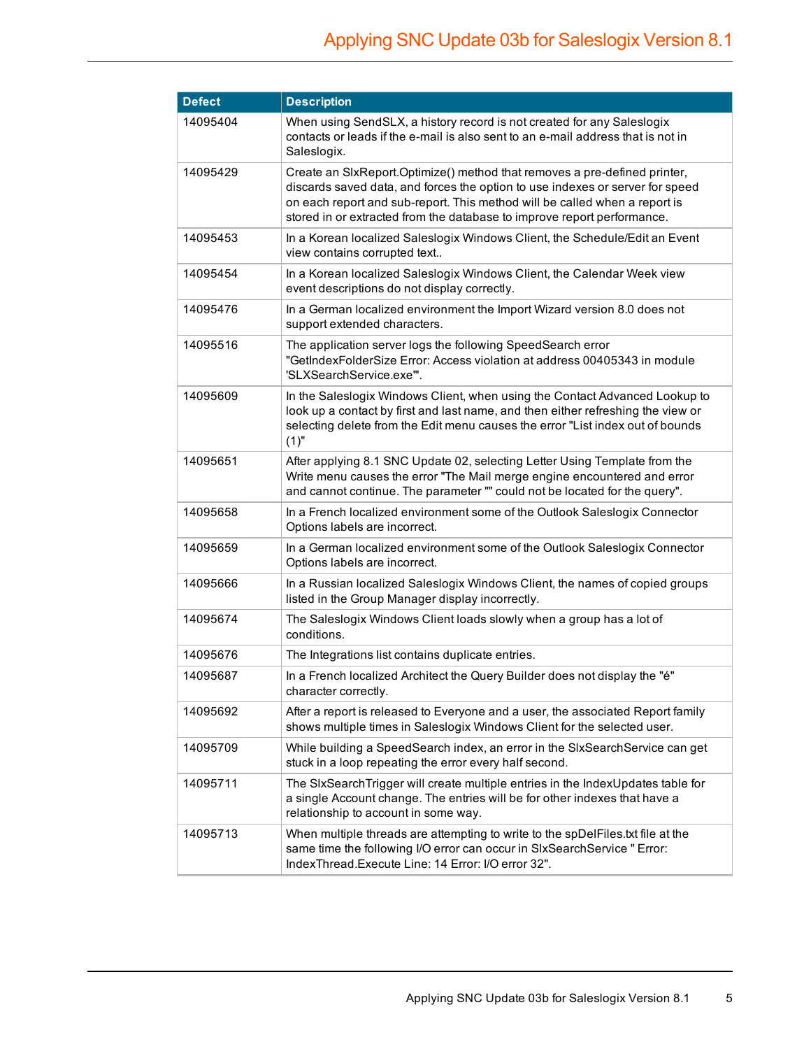| Defect | Description |
|---|---|
| 14095404 | When using SendSLX, a history record is not created for any Saleslogix contacts or leads if the e-mail is also sent to an e-mail address that is not in Saleslogix. |
| 14095429 | Create an SlxReport.Optimize() method that removes a pre-defined printer, discards saved data, and forces the option to use indexes or server for speed on each report and sub-report. This method will be called when a report is stored in or extracted from the database to improve report performance. |
| 14095453 | In a Korean localized Saleslogix Windows Client, the Schedule/Edit an Event view contains corrupted text.. |
| 14095454 | In a Korean localized Saleslogix Windows Client, the Calendar Week view event descriptions do not display correctly. |
| 14095476 | In a German localized environment the Import Wizard version 8.0 does not support extended characters. |
| 14095516 | The application server logs the following SpeedSearch error "GetIndexFolderSize Error: Access violation at address 00405343 in module 'SLXSearchService.exe'". |
| 14095609 | In the Saleslogix Windows Client, when using the Contact Advanced Lookup to look up a contact by first and last name, and then either refreshing the view or selecting delete from the Edit menu causes the error "List index out of bounds (1)" |
| 14095651 | After applying 8.1 SNC Update 02, selecting Letter Using Template from the Write menu causes the error "The Mail merge engine encountered and error and cannot continue. The parameter "" could not be located for the query". |
| 14095658 | In a French localized environment some of the Outlook Saleslogix Connector Options labels are incorrect. |
| 14095659 | In a German localized environment some of the Outlook Saleslogix Connector Options labels are incorrect. |
| 14095666 | In a Russian localized Saleslogix Windows Client, the names of copied groups listed in the Group Manager display incorrectly. |
| 14095674 | The Saleslogix Windows Client loads slowly when a group has a lot of conditions. |
| 14095676 | The Integrations list contains duplicate entries. |
| 14095687 | In a French localized Architect the Query Builder does not display the "é" character correctly. |
| 14095692 | After a report is released to Everyone and a user, the associated Report family shows multiple times in Saleslogix Windows Client for the selected user. |
| 14095709 | While building a SpeedSearch index, an error in the SlxSearchService can get stuck in a loop repeating the error every half second. |
| 14095711 | The SlxSearchTrigger will create multiple entries in the IndexUpdates table for a single Account change. The entries will be for other indexes that have a relationship to account in some way. |
| 14095713 | When multiple threads are attempting to write to the spDelFiles.txt file at the same time the following I/O error can occur in SlxSearchService " Error: IndexThread.Execute Line: 14 Error: I/O error 32". |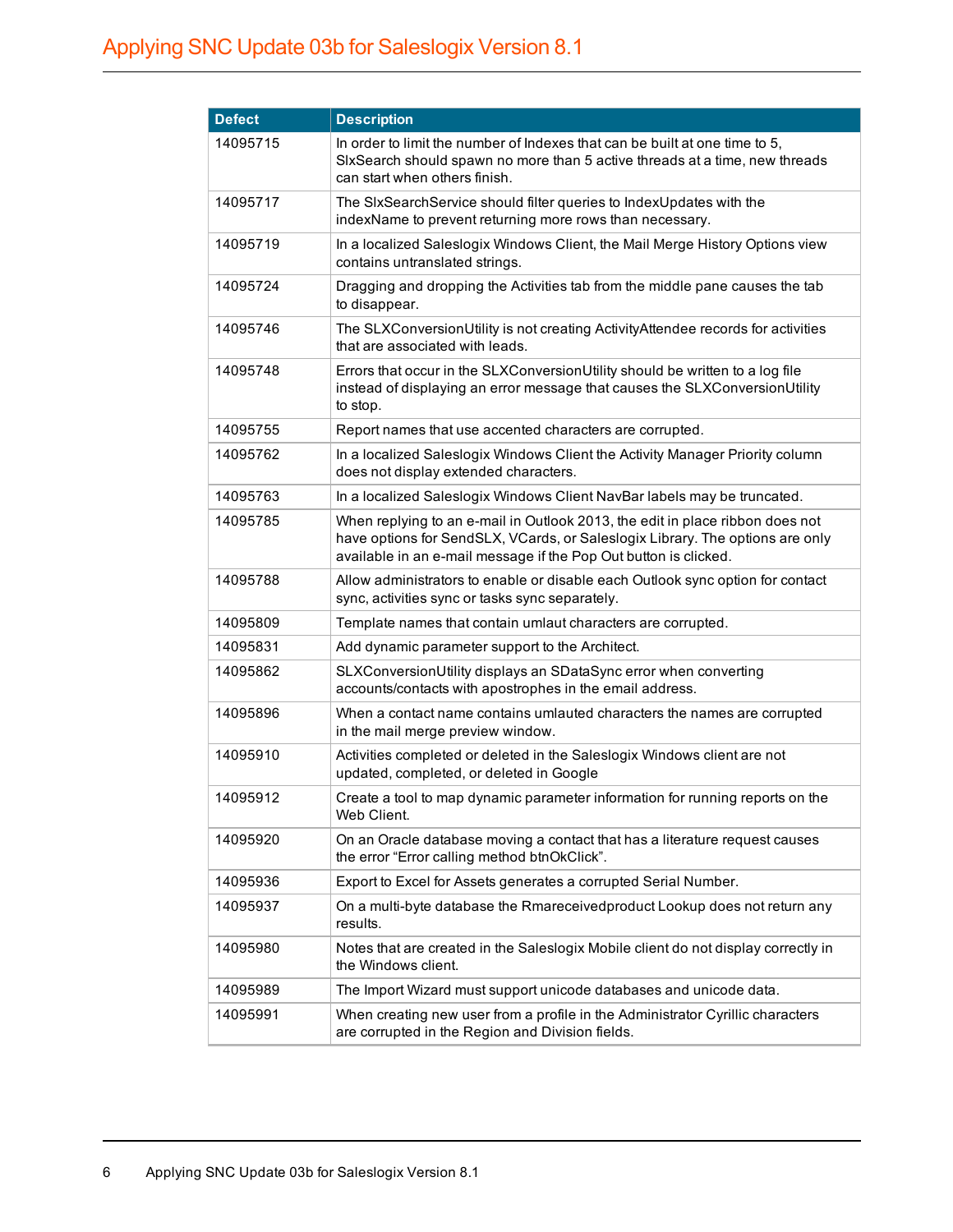| Defect | Description |
| --- | --- |
| 14095715 | In order to limit the number of Indexes that can be built at one time to 5, SlxSearch should spawn no more than 5 active threads at a time, new threads can start when others finish. |
| 14095717 | The SlxSearchService should filter queries to IndexUpdates with the indexName to prevent returning more rows than necessary. |
| 14095719 | In a localized Saleslogix Windows Client, the Mail Merge History Options view contains untranslated strings. |
| 14095724 | Dragging and dropping the Activities tab from the middle pane causes the tab to disappear. |
| 14095746 | The SLXConversionUtility is not creating ActivityAttendee records for activities that are associated with leads. |
| 14095748 | Errors that occur in the SLXConversionUtility should be written to a log file instead of displaying an error message that causes the SLXConversionUtility to stop. |
| 14095755 | Report names that use accented characters are corrupted. |
| 14095762 | In a localized Saleslogix Windows Client the Activity Manager Priority column does not display extended characters. |
| 14095763 | In a localized Saleslogix Windows Client NavBar labels may be truncated. |
| 14095785 | When replying to an e-mail in Outlook 2013, the edit in place ribbon does not have options for SendSLX, VCards, or Saleslogix Library. The options are only available in an e-mail message if the Pop Out button is clicked. |
| 14095788 | Allow administrators to enable or disable each Outlook sync option for contact sync, activities sync or tasks sync separately. |
| 14095809 | Template names that contain umlaut characters are corrupted. |
| 14095831 | Add dynamic parameter support to the Architect. |
| 14095862 | SLXConversionUtility displays an SDataSync error when converting accounts/contacts with apostrophes in the email address. |
| 14095896 | When a contact name contains umlauted characters the names are corrupted in the mail merge preview window. |
| 14095910 | Activities completed or deleted in the Saleslogix Windows client are not updated, completed, or deleted in Google |
| 14095912 | Create a tool to map dynamic parameter information for running reports on the Web Client. |
| 14095920 | On an Oracle database moving a contact that has a literature request causes the error “Error calling method btnOkClick”. |
| 14095936 | Export to Excel for Assets generates a corrupted Serial Number. |
| 14095937 | On a multi-byte database the Rmareceivedproduct Lookup does not return any results. |
| 14095980 | Notes that are created in the Saleslogix Mobile client do not display correctly in the Windows client. |
| 14095989 | The Import Wizard must support unicode databases and unicode data. |
| 14095991 | When creating new user from a profile in the Administrator Cyrillic characters are corrupted in the Region and Division fields. |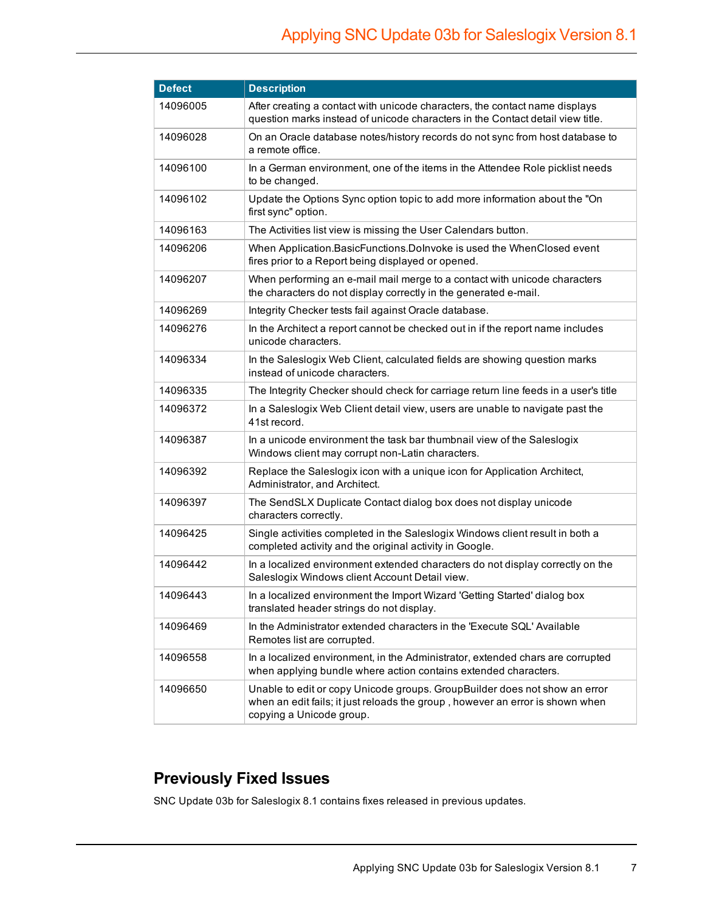| Defect | Description |
| --- | --- |
| 14096005 | After creating a contact with unicode characters, the contact name displays question marks instead of unicode characters in the Contact detail view title. |
| 14096028 | On an Oracle database notes/history records do not sync from host database to a remote office. |
| 14096100 | In a German environment, one of the items in the Attendee Role picklist needs to be changed. |
| 14096102 | Update the Options Sync option topic to add more information about the "On first sync" option. |
| 14096163 | The Activities list view is missing the User Calendars button. |
| 14096206 | When Application.BasicFunctions.DoInvoke is used the WhenClosed event fires prior to a Report being displayed or opened. |
| 14096207 | When performing an e-mail mail merge to a contact with unicode characters the characters do not display correctly in the generated e-mail. |
| 14096269 | Integrity Checker tests fail against Oracle database. |
| 14096276 | In the Architect a report cannot be checked out in if the report name includes unicode characters. |
| 14096334 | In the Saleslogix Web Client, calculated fields are showing question marks instead of unicode characters. |
| 14096335 | The Integrity Checker should check for carriage return line feeds in a user's title |
| 14096372 | In a Saleslogix Web Client detail view, users are unable to navigate past the 41st record. |
| 14096387 | In a unicode environment the task bar thumbnail view of the Saleslogix Windows client may corrupt non-Latin characters. |
| 14096392 | Replace the Saleslogix icon with a unique icon for Application Architect, Administrator, and Architect. |
| 14096397 | The SendSLX Duplicate Contact dialog box does not display unicode characters correctly. |
| 14096425 | Single activities completed in the Saleslogix Windows client result in both a completed activity and the original activity in Google. |
| 14096442 | In a localized environment extended characters do not display correctly on the Saleslogix Windows client Account Detail view. |
| 14096443 | In a localized environment the Import Wizard 'Getting Started' dialog box translated header strings do not display. |
| 14096469 | In the Administrator extended characters in the 'Execute SQL' Available Remotes list are corrupted. |
| 14096558 | In a localized environment, in the Administrator, extended chars are corrupted when applying bundle where action contains extended characters. |
| 14096650 | Unable to edit or copy Unicode groups. GroupBuilder does not show an error when an edit fails; it just reloads the group , however an error is shown when copying a Unicode group. |

## Previously Fixed Issues

SNC Update 03b for Saleslogix 8.1 contains fixes released in previous updates.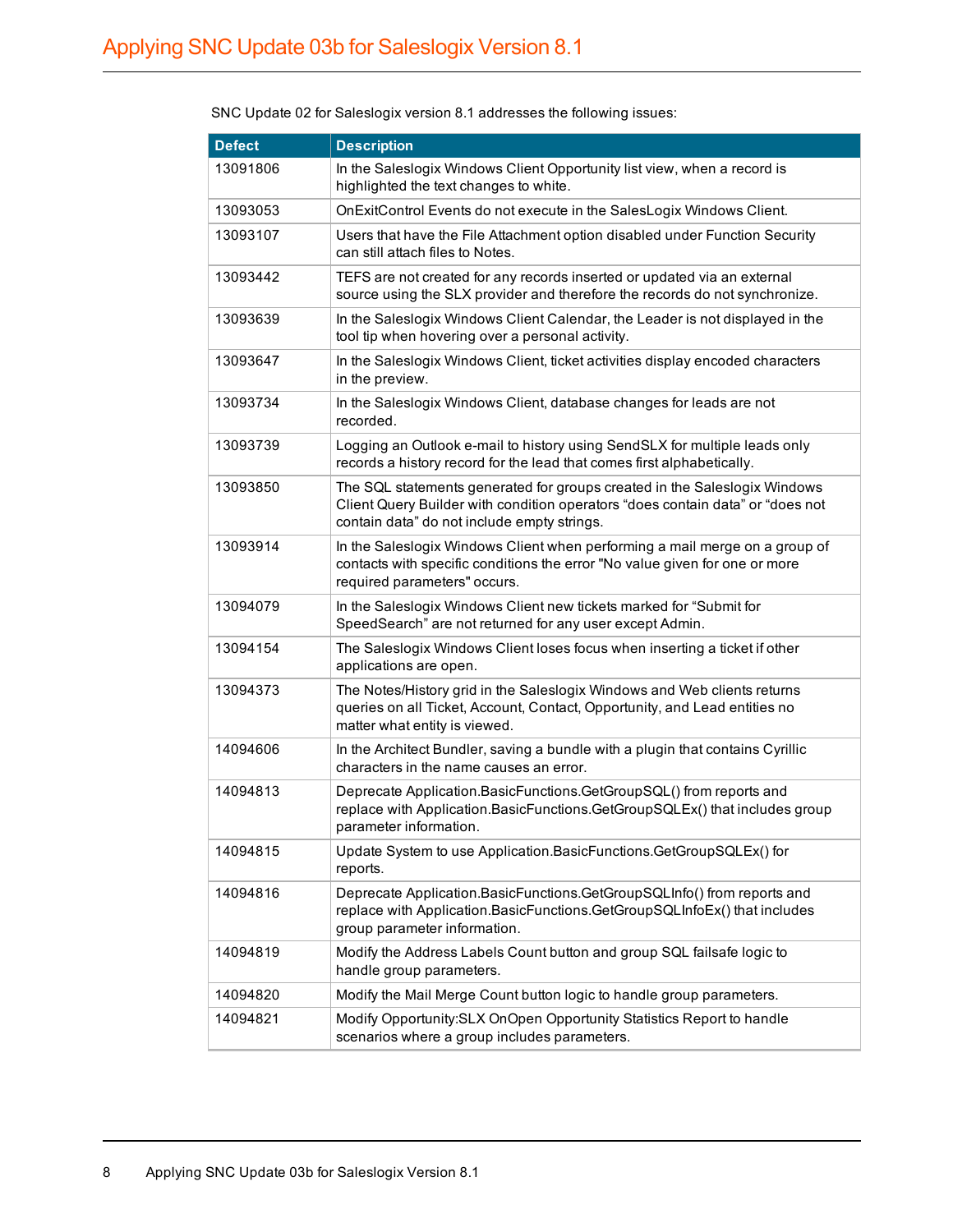SNC Update 02 for Saleslogix version 8.1 addresses the following issues:

| Defect | Description |
| --- | --- |
| 13091806 | In the Saleslogix Windows Client Opportunity list view, when a record is highlighted the text changes to white. |
| 13093053 | OnExitControl Events do not execute in the SalesLogix Windows Client. |
| 13093107 | Users that have the File Attachment option disabled under Function Security can still attach files to Notes. |
| 13093442 | TEFS are not created for any records inserted or updated via an external source using the SLX provider and therefore the records do not synchronize. |
| 13093639 | In the Saleslogix Windows Client Calendar, the Leader is not displayed in the tool tip when hovering over a personal activity. |
| 13093647 | In the Saleslogix Windows Client, ticket activities display encoded characters in the preview. |
| 13093734 | In the Saleslogix Windows Client, database changes for leads are not recorded. |
| 13093739 | Logging an Outlook e-mail to history using SendSLX for multiple leads only records a history record for the lead that comes first alphabetically. |
| 13093850 | The SQL statements generated for groups created in the Saleslogix Windows Client Query Builder with condition operators “does contain data” or “does not contain data” do not include empty strings. |
| 13093914 | In the Saleslogix Windows Client when performing a mail merge on a group of contacts with specific conditions the error "No value given for one or more required parameters" occurs. |
| 13094079 | In the Saleslogix Windows Client new tickets marked for “Submit for SpeedSearch” are not returned for any user except Admin. |
| 13094154 | The Saleslogix Windows Client loses focus when inserting a ticket if other applications are open. |
| 13094373 | The Notes/History grid in the Saleslogix Windows and Web clients returns queries on all Ticket, Account, Contact, Opportunity, and Lead entities no matter what entity is viewed. |
| 14094606 | In the Architect Bundler, saving a bundle with a plugin that contains Cyrillic characters in the name causes an error. |
| 14094813 | Deprecate Application.BasicFunctions.GetGroupSQL() from reports and replace with Application.BasicFunctions.GetGroupSQLEx() that includes group parameter information. |
| 14094815 | Update System to use Application.BasicFunctions.GetGroupSQLEx() for reports. |
| 14094816 | Deprecate Application.BasicFunctions.GetGroupSQLInfo() from reports and replace with Application.BasicFunctions.GetGroupSQLInfoEx() that includes group parameter information. |
| 14094819 | Modify the Address Labels Count button and group SQL failsafe logic to handle group parameters. |
| 14094820 | Modify the Mail Merge Count button logic to handle group parameters. |
| 14094821 | Modify Opportunity:SLX OnOpen Opportunity Statistics Report to handle scenarios where a group includes parameters. |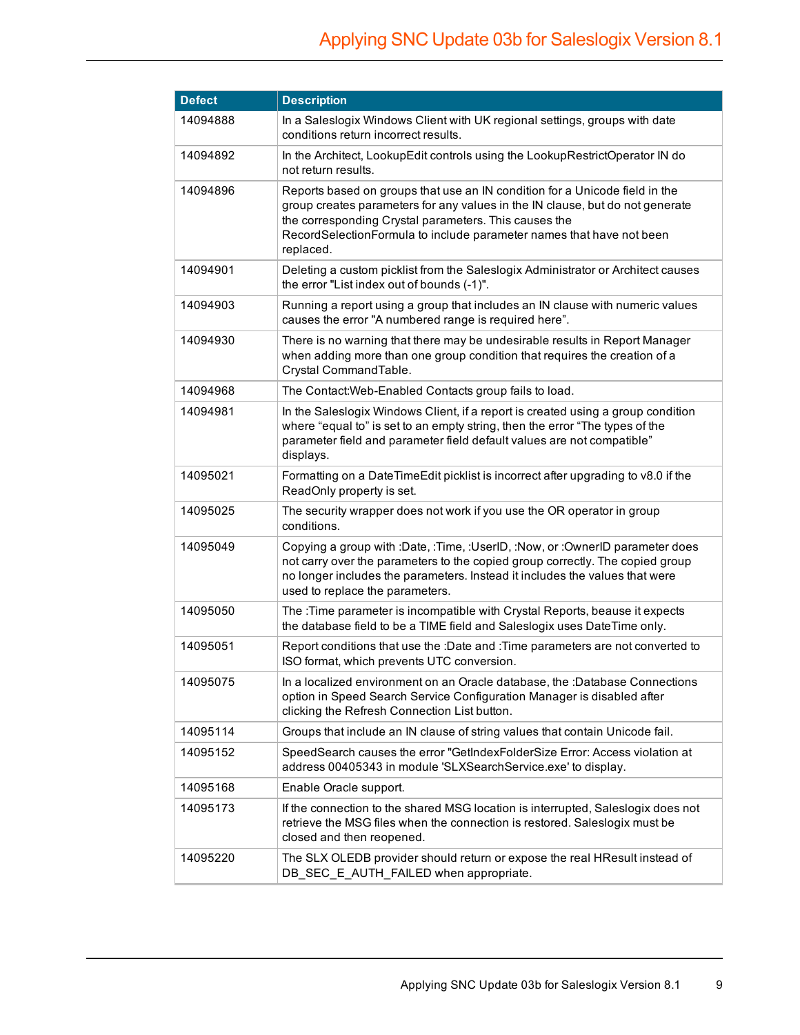| Defect | Description |
| --- | --- |
| 14094888 | In a Saleslogix Windows Client with UK regional settings, groups with date conditions return incorrect results. |
| 14094892 | In the Architect, LookupEdit controls using the LookupRestrictOperator IN do not return results. |
| 14094896 | Reports based on groups that use an IN condition for a Unicode field in the group creates parameters for any values in the IN clause, but do not generate the corresponding Crystal parameters. This causes the RecordSelectionFormula to include parameter names that have not been replaced. |
| 14094901 | Deleting a custom picklist from the Saleslogix Administrator or Architect causes the error "List index out of bounds (-1)". |
| 14094903 | Running a report using a group that includes an IN clause with numeric values causes the error "A numbered range is required here”. |
| 14094930 | There is no warning that there may be undesirable results in Report Manager when adding more than one group condition that requires the creation of a Crystal CommandTable. |
| 14094968 | The Contact:Web-Enabled Contacts group fails to load. |
| 14094981 | In the Saleslogix Windows Client, if a report is created using a group condition where “equal to” is set to an empty string, then the error “The types of the parameter field and parameter field default values are not compatible” displays. |
| 14095021 | Formatting on a DateTimeEdit picklist is incorrect after upgrading to v8.0 if the ReadOnly property is set. |
| 14095025 | The security wrapper does not work if you use the OR operator in group conditions. |
| 14095049 | Copying a group with :Date, :Time, :UserID, :Now, or :OwnerID parameter does not carry over the parameters to the copied group correctly. The copied group no longer includes the parameters. Instead it includes the values that were used to replace the parameters. |
| 14095050 | The :Time parameter is incompatible with Crystal Reports, beause it expects the database field to be a TIME field and Saleslogix uses DateTime only. |
| 14095051 | Report conditions that use the :Date and :Time parameters are not converted to ISO format, which prevents UTC conversion. |
| 14095075 | In a localized environment on an Oracle database, the :Database Connections option in Speed Search Service Configuration Manager is disabled after clicking the Refresh Connection List button. |
| 14095114 | Groups that include an IN clause of string values that contain Unicode fail. |
| 14095152 | SpeedSearch causes the error "GetIndexFolderSize Error: Access violation at address 00405343 in module 'SLXSearchService.exe' to display. |
| 14095168 | Enable Oracle support. |
| 14095173 | If the connection to the shared MSG location is interrupted, Saleslogix does not retrieve the MSG files when the connection is restored. Saleslogix must be closed and then reopened. |
| 14095220 | The SLX OLEDB provider should return or expose the real HResult instead of DB_SEC_E_AUTH_FAILED when appropriate. |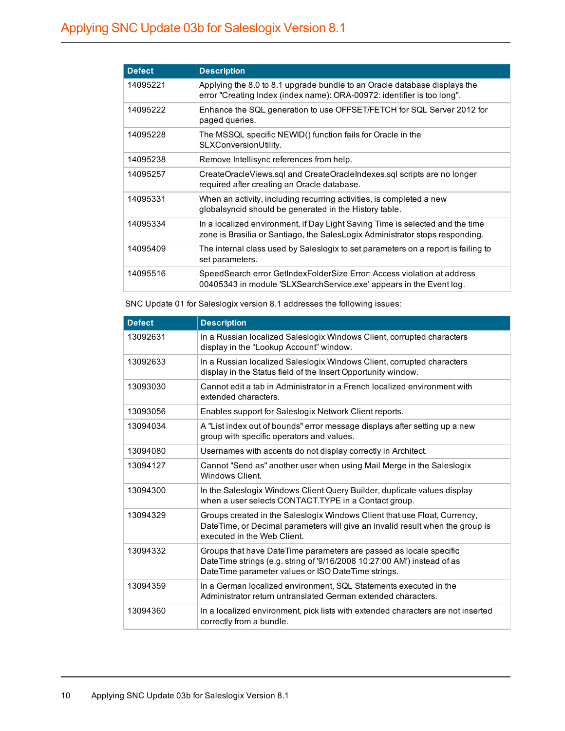| Defect | Description |
| --- | --- |
| 14095221 | Applying the 8.0 to 8.1 upgrade bundle to an Oracle database displays the error "Creating Index (index name): ORA-00972: identifier is too long". |
| 14095222 | Enhance the SQL generation to use OFFSET/FETCH for SQL Server 2012 for paged queries. |
| 14095228 | The MSSQL specific NEWID() function fails for Oracle in the SLXConversionUtility. |
| 14095238 | Remove Intellisync references from help. |
| 14095257 | CreateOracleViews.sql and CreateOracleIndexes.sql scripts are no longer required after creating an Oracle database. |
| 14095331 | When an activity, including recurring activities, is completed a new globalsyncid should be generated in the History table. |
| 14095334 | In a localized environment, if Day Light Saving Time is selected and the time zone is Brasilia or Santiago, the SalesLogix Administrator stops responding. |
| 14095409 | The internal class used by Saleslogix to set parameters on a report is failing to set parameters. |
| 14095516 | SpeedSearch error GetIndexFolderSize Error: Access violation at address 00405343 in module 'SLXSearchService.exe' appears in the Event log. |

SNC Update 01 for Saleslogix version 8.1 addresses the following issues:

| Defect | Description |
| --- | --- |
| 13092631 | In a Russian localized Saleslogix Windows Client, corrupted characters display in the “Lookup Account” window. |
| 13092633 | In a Russian localized Saleslogix Windows Client, corrupted characters display in the Status field of the Insert Opportunity window. |
| 13093030 | Cannot edit a tab in Administrator in a French localized environment with extended characters. |
| 13093056 | Enables support for Saleslogix Network Client reports. |
| 13094034 | A "List index out of bounds" error message displays after setting up a new group with specific operators and values. |
| 13094080 | Usernames with accents do not display correctly in Architect. |
| 13094127 | Cannot "Send as" another user when using Mail Merge in the Saleslogix Windows Client. |
| 13094300 | In the Saleslogix Windows Client Query Builder, duplicate values display when a user selects CONTACT.TYPE in a Contact group. |
| 13094329 | Groups created in the Saleslogix Windows Client that use Float, Currency, DateTime, or Decimal parameters will give an invalid result when the group is executed in the Web Client. |
| 13094332 | Groups that have DateTime parameters are passed as locale specific DateTime strings (e.g. string of '9/16/2008 10:27:00 AM') instead of as DateTime parameter values or ISO DateTime strings. |
| 13094359 | In a German localized environment, SQL Statements executed in the Administrator return untranslated German extended characters. |
| 13094360 | In a localized environment, pick lists with extended characters are not inserted correctly from a bundle. |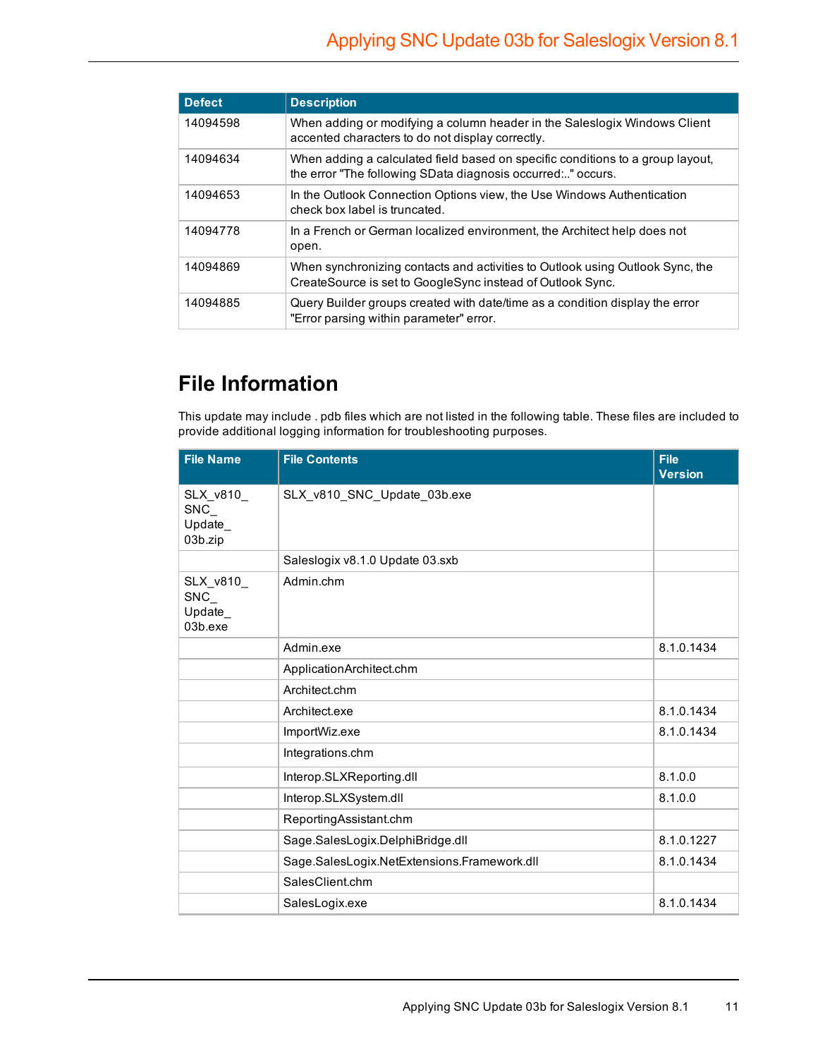| Defect | Description |
|---|---|
| 14094598 | When adding or modifying a column header in the Saleslogix Windows Client accented characters to do not display correctly. |
| 14094634 | When adding a calculated field based on specific conditions to a group layout, the error "The following SData diagnosis occurred:.." occurs. |
| 14094653 | In the Outlook Connection Options view, the Use Windows Authentication check box label is truncated. |
| 14094778 | In a French or German localized environment, the Architect help does not open. |
| 14094869 | When synchronizing contacts and activities to Outlook using Outlook Sync, the CreateSource is set to GoogleSync instead of Outlook Sync. |
| 14094885 | Query Builder groups created with date/time as a condition display the error "Error parsing within parameter" error. |

## File Information

This update may include . pdb files which are not listed in the following table. These files are included to provide additional logging information for troubleshooting purposes.

| File Name | File Contents | File Version |
|---|---|---|
| SLX_v810_SNC_Update_03b.zip | SLX_v810_SNC_Update_03b.exe | |
| | Saleslogix v8.1.0 Update 03.sxb | |
| SLX_v810_SNC_Update_03b.exe | Admin.chm | |
| | Admin.exe | 8.1.0.1434 |
| | ApplicationArchitect.chm | |
| | Architect.chm | |
| | Architect.exe | 8.1.0.1434 |
| | ImportWiz.exe | 8.1.0.1434 |
| | Integrations.chm | |
| | Interop.SLXReporting.dll | 8.1.0.0 |
| | Interop.SLXSystem.dll | 8.1.0.0 |
| | ReportingAssistant.chm | |
| | Sage.SalesLogix.DelphiBridge.dll | 8.1.0.1227 |
| | Sage.SalesLogix.NetExtensions.Framework.dll | 8.1.0.1434 |
| | SalesClient.chm | |
| | SalesLogix.exe | 8.1.0.1434 |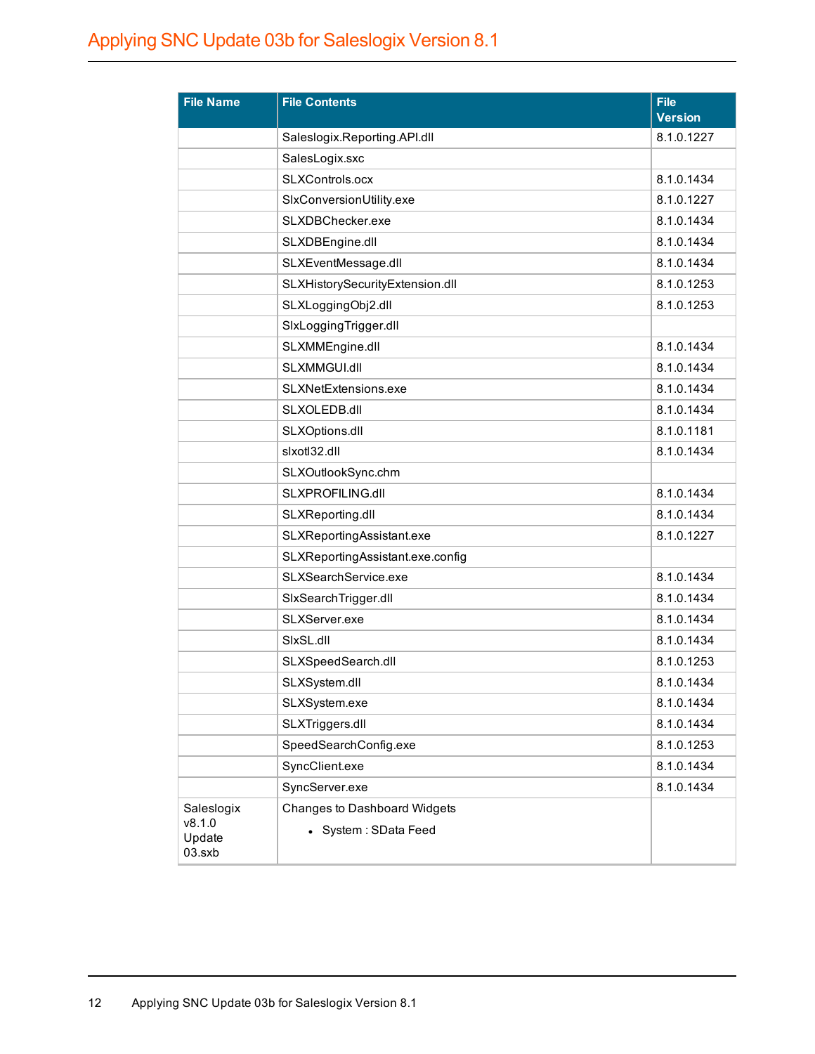| File Name | File Contents | File Version |
|---|---|---|
| | Saleslogix.Reporting.API.dll | 8.1.0.1227 |
| | SalesLogix.sxc | |
| | SLXControls.ocx | 8.1.0.1434 |
| | SlxConversionUtility.exe | 8.1.0.1227 |
| | SLXDBChecker.exe | 8.1.0.1434 |
| | SLXDBEngine.dll | 8.1.0.1434 |
| | SLXEventMessage.dll | 8.1.0.1434 |
| | SLXHistorySecurityExtension.dll | 8.1.0.1253 |
| | SLXLoggingObj2.dll | 8.1.0.1253 |
| | SlxLoggingTrigger.dll | |
| | SLXMMEngine.dll | 8.1.0.1434 |
| | SLXMMGUI.dll | 8.1.0.1434 |
| | SLXNetExtensions.exe | 8.1.0.1434 |
| | SLXOLEDB.dll | 8.1.0.1434 |
| | SLXOptions.dll | 8.1.0.1181 |
| | slxotl32.dll | 8.1.0.1434 |
| | SLXOutlookSync.chm | |
| | SLXPROFILING.dll | 8.1.0.1434 |
| | SLXReporting.dll | 8.1.0.1434 |
| | SLXReportingAssistant.exe | 8.1.0.1227 |
| | SLXReportingAssistant.exe.config | |
| | SLXSearchService.exe | 8.1.0.1434 |
| | SlxSearchTrigger.dll | 8.1.0.1434 |
| | SLXServer.exe | 8.1.0.1434 |
| | SlxSL.dll | 8.1.0.1434 |
| | SLXSpeedSearch.dll | 8.1.0.1253 |
| | SLXSystem.dll | 8.1.0.1434 |
| | SLXSystem.exe | 8.1.0.1434 |
| | SLXTriggers.dll | 8.1.0.1434 |
| | SpeedSearchConfig.exe | 8.1.0.1253 |
| | SyncClient.exe | 8.1.0.1434 |
| | SyncServer.exe | 8.1.0.1434 |
| Saleslogix v8.1.0 Update 03.sxb | Changes to Dashboard Widgets<br>• System : SData Feed | |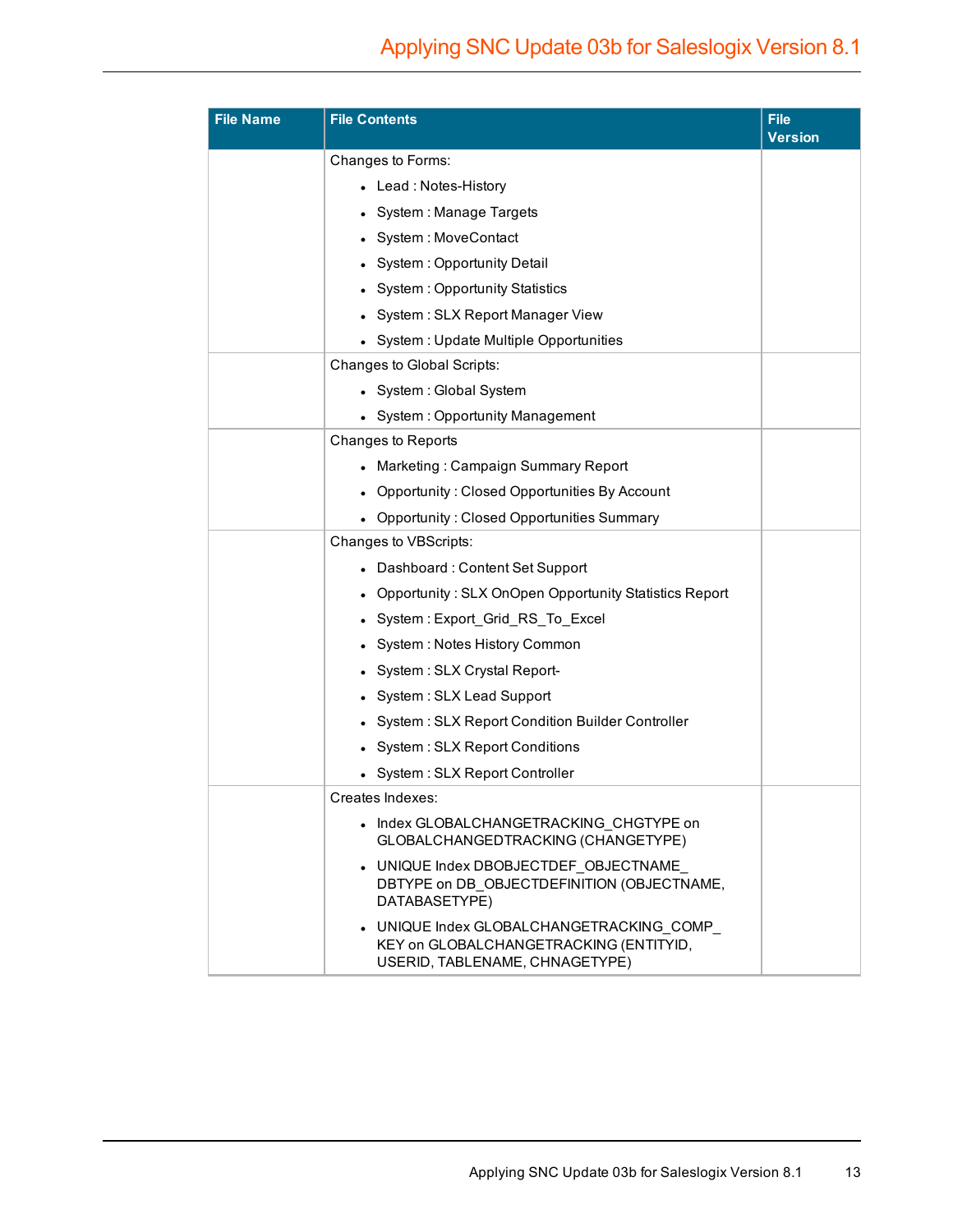| File Name | File Contents | File Version |
|---|---|---|
| | Changes to Forms:<br>• Lead : Notes-History<br>• System : Manage Targets<br>• System : MoveContact<br>• System : Opportunity Detail<br>• System : Opportunity Statistics<br>• System : SLX Report Manager View<br>• System : Update Multiple Opportunities | |
| | Changes to Global Scripts:<br>• System : Global System<br>• System : Opportunity Management | |
| | Changes to Reports<br>• Marketing : Campaign Summary Report<br>• Opportunity : Closed Opportunities By Account<br>• Opportunity : Closed Opportunities Summary | |
| | Changes to VBScripts:<br>• Dashboard : Content Set Support<br>• Opportunity : SLX OnOpen Opportunity Statistics Report<br>• System : Export_Grid_RS_To_Excel<br>• System : Notes History Common<br>• System : SLX Crystal Report-<br>• System : SLX Lead Support<br>• System : SLX Report Condition Builder Controller<br>• System : SLX Report Conditions<br>• System : SLX Report Controller | |
| | Creates Indexes:<br>• Index GLOBALCHANGETRACKING_CHGTYPE on GLOBALCHANGEDTRACKING (CHANGETYPE)<br>• UNIQUE Index DBOBJECTDEF_OBJECTNAME_DBTYPE on DB_OBJECTDEFINITION (OBJECTNAME, DATABASETYPE)<br>• UNIQUE Index GLOBALCHANGETRACKING_COMP_KEY on GLOBALCHANGETRACKING (ENTITYID, USERID, TABLENAME, CHNAGETYPE) | |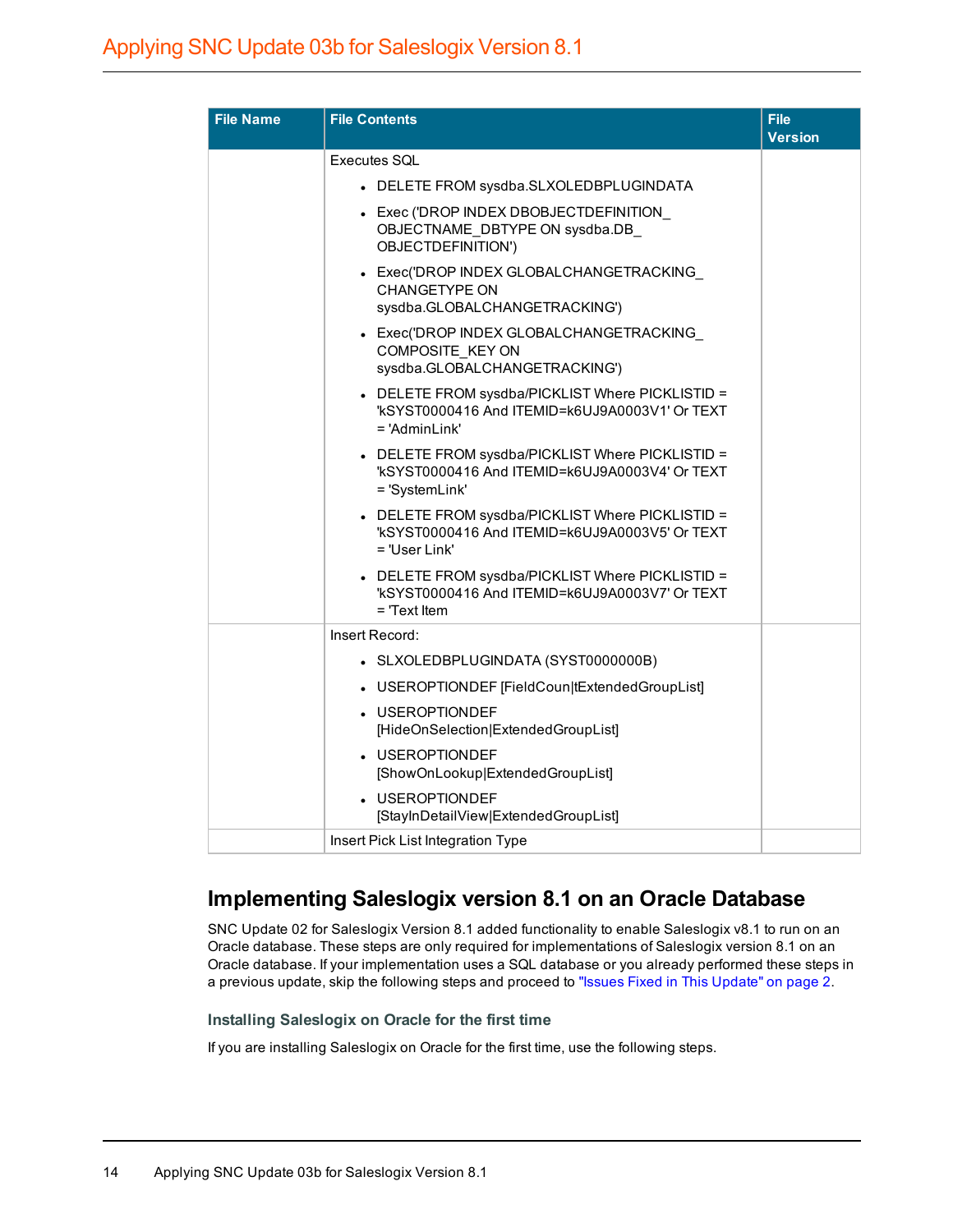| File Name | File Contents | File Version |
|---|---|---|
| | Executes SQL<br>• DELETE FROM sysdba.SLXOLEDBPLUGINDATA<br>• Exec ('DROP INDEX DBOBJECTDEFINITION_OBJECTNAME_DBTYPE ON sysdba.DB_OBJECTDEFINITION')<br>• Exec('DROP INDEX GLOBALCHANGETRACKING_CHANGETYPE ON sysdba.GLOBALCHANGETRACKING')<br>• Exec('DROP INDEX GLOBALCHANGETRACKING_COMPOSITE_KEY ON sysdba.GLOBALCHANGETRACKING')<br>• DELETE FROM sysdba/PICKLIST Where PICKLISTID = 'kSYST0000416 And ITEMID=k6UJ9A0003V1' Or TEXT = 'AdminLink'<br>• DELETE FROM sysdba/PICKLIST Where PICKLISTID = 'kSYST0000416 And ITEMID=k6UJ9A0003V4' Or TEXT = 'SystemLink'<br>• DELETE FROM sysdba/PICKLIST Where PICKLISTID = 'kSYST0000416 And ITEMID=k6UJ9A0003V5' Or TEXT = 'User Link'<br>• DELETE FROM sysdba/PICKLIST Where PICKLISTID = 'kSYST0000416 And ITEMID=k6UJ9A0003V7' Or TEXT = 'Text Item | |
| | Insert Record:<br>• SLXOLEDBPLUGINDATA (SYST0000000B)<br>• USEROPTIONDEF [FieldCoun\|tExtendedGroupList]<br>• USEROPTIONDEF [HideOnSelection\|ExtendedGroupList]<br>• USEROPTIONDEF [ShowOnLookup\|ExtendedGroupList]<br>• USEROPTIONDEF [StayInDetailView\|ExtendedGroupList] | |
| | Insert Pick List Integration Type | |

## Implementing Saleslogix version 8.1 on an Oracle Database

SNC Update 02 for Saleslogix Version 8.1 added functionality to enable Saleslogix v8.1 to run on an Oracle database. These steps are only required for implementations of Saleslogix version 8.1 on an Oracle database. If your implementation uses a SQL database or you already performed these steps in a previous update, skip the following steps and proceed to "Issues Fixed in This Update" on page 2.

### Installing Saleslogix on Oracle for the first time

If you are installing Saleslogix on Oracle for the first time, use the following steps.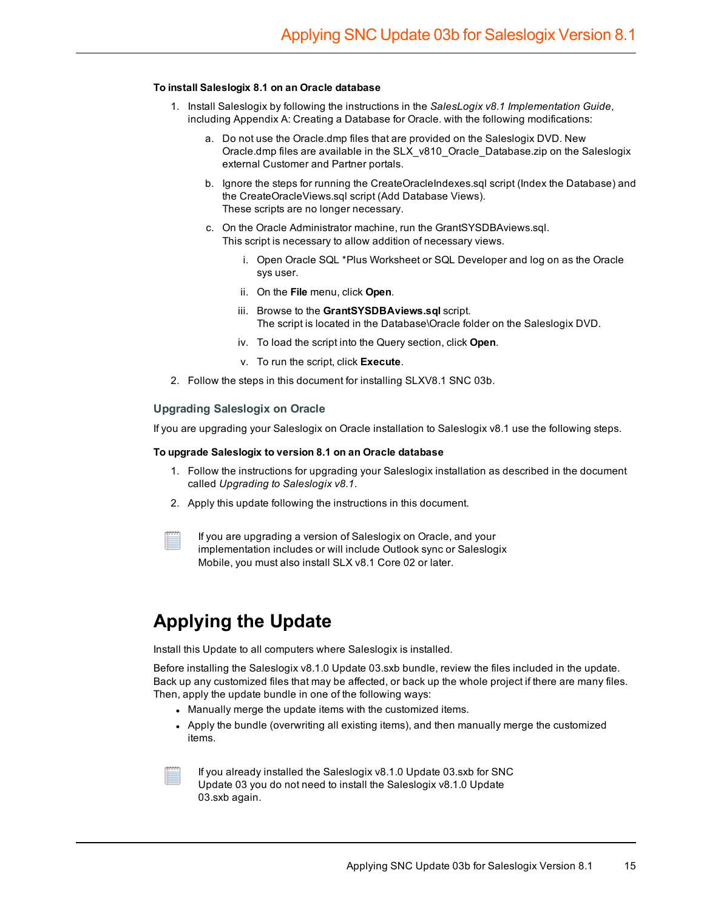**To install Saleslogix 8.1 on an Oracle database**

1. Install Saleslogix by following the instructions in the *SalesLogix v8.1 Implementation Guide*, including Appendix A: Creating a Database for Oracle. with the following modifications:
   a. Do not use the Oracle.dmp files that are provided on the Saleslogix DVD. New Oracle.dmp files are available in the SLX_v810_Oracle_Database.zip on the Saleslogix external Customer and Partner portals.
   b. Ignore the steps for running the CreateOracleIndexes.sql script (Index the Database) and the CreateOracleViews.sql script (Add Database Views).
      These scripts are no longer necessary.
   c. On the Oracle Administrator machine, run the GrantSYSDBAviews.sql.
      This script is necessary to allow addition of necessary views.
      i. Open Oracle SQL *Plus Worksheet or SQL Developer and log on as the Oracle sys user.
      ii. On the **File** menu, click **Open**.
      iii. Browse to the **GrantSYSDBAviews.sql** script.
      The script is located in the Database\Oracle folder on the Saleslogix DVD.
      iv. To load the script into the Query section, click **Open**.
      v. To run the script, click **Execute**.
2. Follow the steps in this document for installing SLXV8.1 SNC 03b.

### Upgrading Saleslogix on Oracle

If you are upgrading your Saleslogix on Oracle installation to Saleslogix v8.1 use the following steps.

**To upgrade Saleslogix to version 8.1 on an Oracle database**

1. Follow the instructions for upgrading your Saleslogix installation as described in the document called *Upgrading to Saleslogix v8.1*.
2. Apply this update following the instructions in this document.

If you are upgrading a version of Saleslogix on Oracle, and your implementation includes or will include Outlook sync or Saleslogix Mobile, you must also install SLX v8.1 Core 02 or later.

# Applying the Update

Install this Update to all computers where Saleslogix is installed.

Before installing the Saleslogix v8.1.0 Update 03.sxb bundle, review the files included in the update. Back up any customized files that may be affected, or back up the whole project if there are many files. Then, apply the update bundle in one of the following ways:

- Manually merge the update items with the customized items.
- Apply the bundle (overwriting all existing items), and then manually merge the customized items.

If you already installed the Saleslogix v8.1.0 Update 03.sxb for SNC Update 03 you do not need to install the Saleslogix v8.1.0 Update 03.sxb again.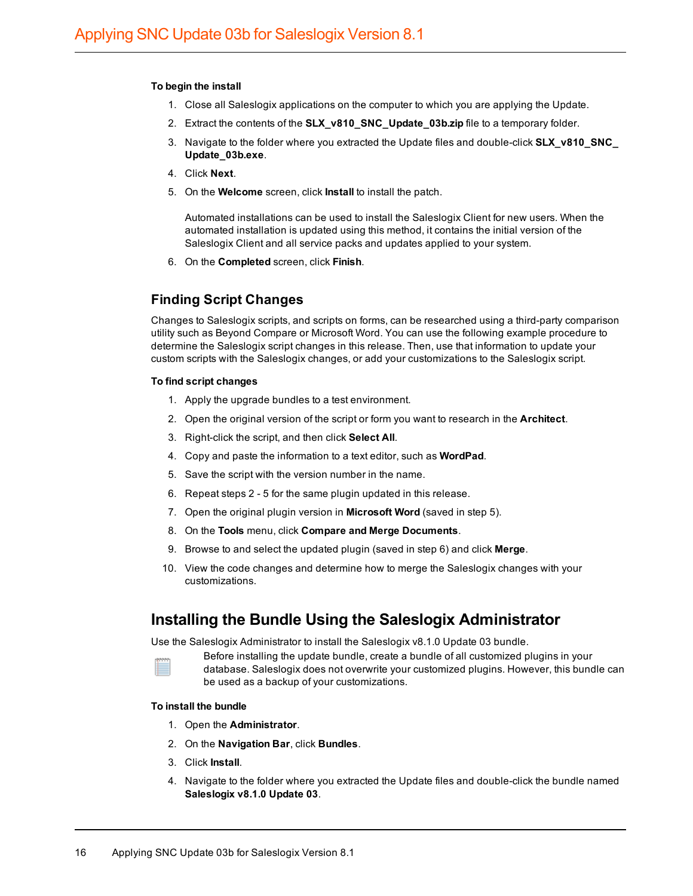**To begin the install**

1. Close all Saleslogix applications on the computer to which you are applying the Update.
2. Extract the contents of the **SLX_v810_SNC_Update_03b.zip** file to a temporary folder.
3. Navigate to the folder where you extracted the Update files and double-click **SLX_v810_SNC_Update_03b.exe**.
4. Click **Next**.
5. On the **Welcome** screen, click **Install** to install the patch.

   Automated installations can be used to install the Saleslogix Client for new users. When the automated installation is updated using this method, it contains the initial version of the Saleslogix Client and all service packs and updates applied to your system.
6. On the **Completed** screen, click **Finish**.

## Finding Script Changes

Changes to Saleslogix scripts, and scripts on forms, can be researched using a third-party comparison utility such as Beyond Compare or Microsoft Word. You can use the following example procedure to determine the Saleslogix script changes in this release. Then, use that information to update your custom scripts with the Saleslogix changes, or add your customizations to the Saleslogix script.

**To find script changes**

1. Apply the upgrade bundles to a test environment.
2. Open the original version of the script or form you want to research in the **Architect**.
3. Right-click the script, and then click **Select All**.
4. Copy and paste the information to a text editor, such as **WordPad**.
5. Save the script with the version number in the name.
6. Repeat steps 2 - 5 for the same plugin updated in this release.
7. Open the original plugin version in **Microsoft Word** (saved in step 5).
8. On the **Tools** menu, click **Compare and Merge Documents**.
9. Browse to and select the updated plugin (saved in step 6) and click **Merge**.
10. View the code changes and determine how to merge the Saleslogix changes with your customizations.

# Installing the Bundle Using the Saleslogix Administrator

Use the Saleslogix Administrator to install the Saleslogix v8.1.0 Update 03 bundle.

Before installing the update bundle, create a bundle of all customized plugins in your database. Saleslogix does not overwrite your customized plugins. However, this bundle can be used as a backup of your customizations.

**To install the bundle**

1. Open the **Administrator**.
2. On the **Navigation Bar**, click **Bundles**.
3. Click **Install**.
4. Navigate to the folder where you extracted the Update files and double-click the bundle named **Saleslogix v8.1.0 Update 03**.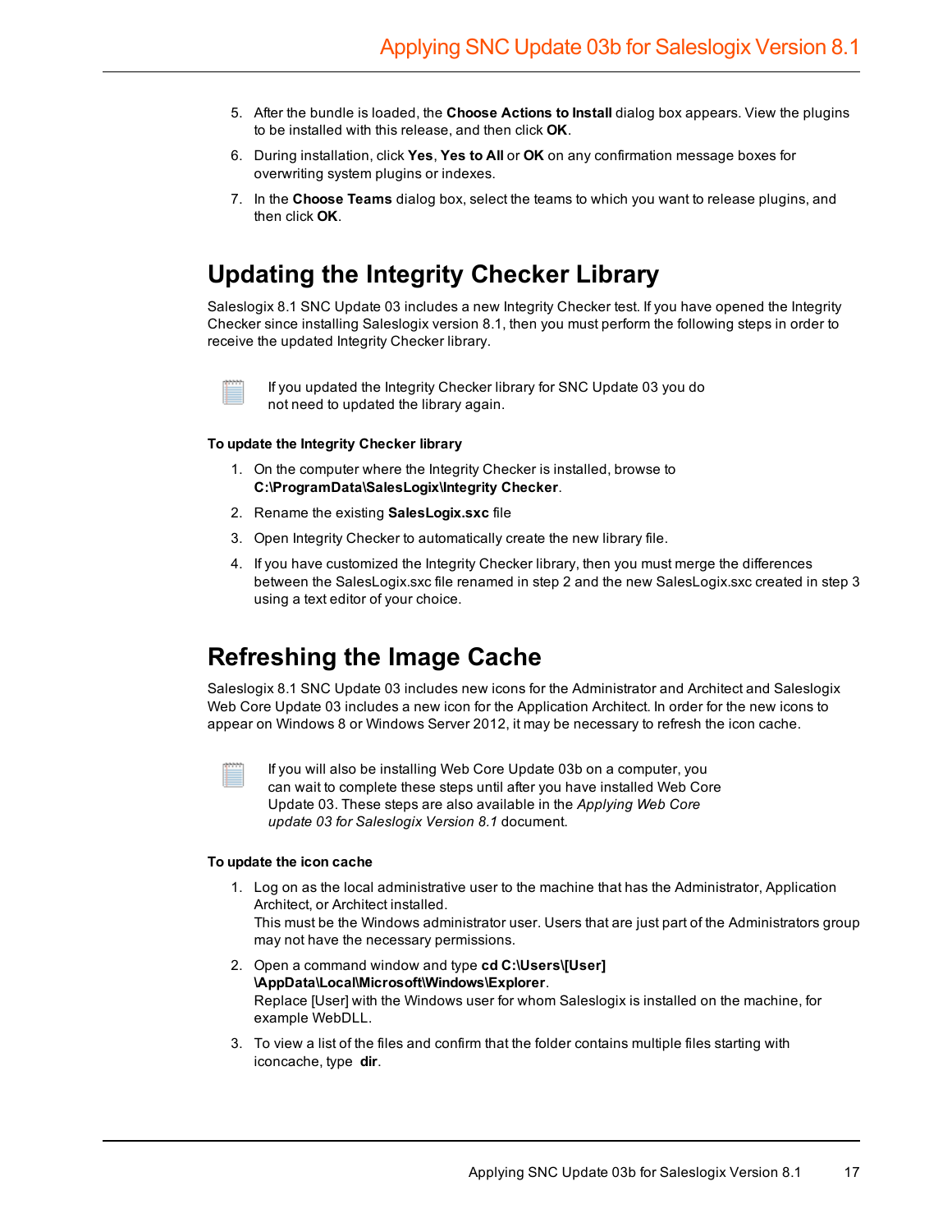5. After the bundle is loaded, the **Choose Actions to Install** dialog box appears. View the plugins to be installed with this release, and then click **OK**.
6. During installation, click **Yes**, **Yes to All** or **OK** on any confirmation message boxes for overwriting system plugins or indexes.
7. In the **Choose Teams** dialog box, select the teams to which you want to release plugins, and then click **OK**.

## Updating the Integrity Checker Library

Saleslogix 8.1 SNC Update 03 includes a new Integrity Checker test. If you have opened the Integrity Checker since installing Saleslogix version 8.1, then you must perform the following steps in order to receive the updated Integrity Checker library.

> If you updated the Integrity Checker library for SNC Update 03 you do not need to updated the library again.

**To update the Integrity Checker library**

1. On the computer where the Integrity Checker is installed, browse to **C:\ProgramData\SalesLogix\Integrity Checker**.
2. Rename the existing **SalesLogix.sxc** file
3. Open Integrity Checker to automatically create the new library file.
4. If you have customized the Integrity Checker library, then you must merge the differences between the SalesLogix.sxc file renamed in step 2 and the new SalesLogix.sxc created in step 3 using a text editor of your choice.

## Refreshing the Image Cache

Saleslogix 8.1 SNC Update 03 includes new icons for the Administrator and Architect and Saleslogix Web Core Update 03 includes a new icon for the Application Architect. In order for the new icons to appear on Windows 8 or Windows Server 2012, it may be necessary to refresh the icon cache.

> If you will also be installing Web Core Update 03b on a computer, you can wait to complete these steps until after you have installed Web Core Update 03. These steps are also available in the *Applying Web Core update 03 for Saleslogix Version 8.1* document.

**To update the icon cache**

1. Log on as the local administrative user to the machine that has the Administrator, Application Architect, or Architect installed.
   This must be the Windows administrator user. Users that are just part of the Administrators group may not have the necessary permissions.
2. Open a command window and type **cd C:\Users\[User]\AppData\Local\Microsoft\Windows\Explorer**.
   Replace [User] with the Windows user for whom Saleslogix is installed on the machine, for example WebDLL.
3. To view a list of the files and confirm that the folder contains multiple files starting with iconcache, type **dir**.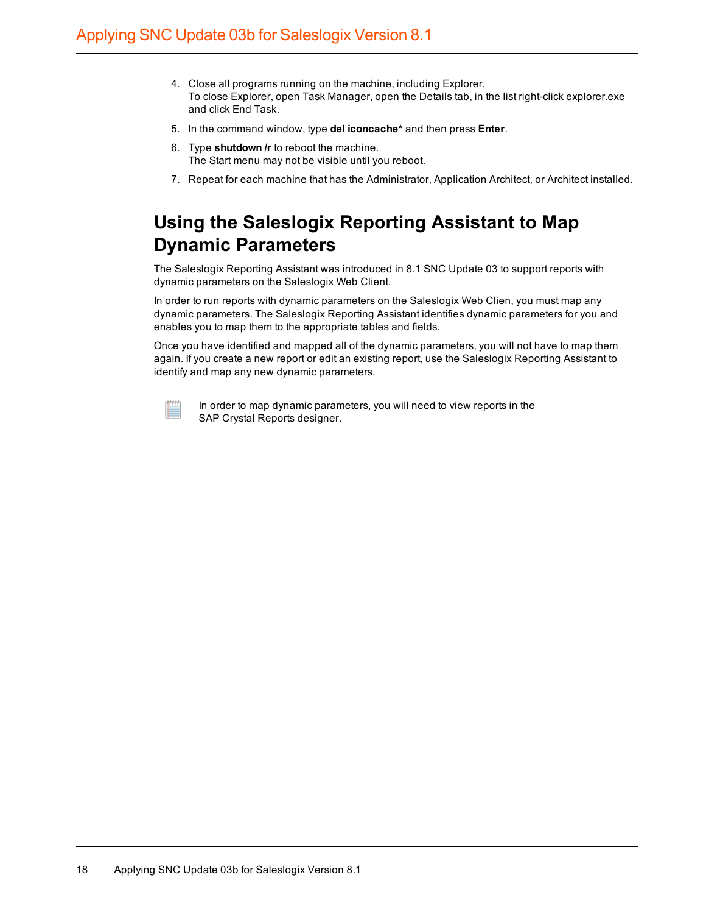4. Close all programs running on the machine, including Explorer.
   To close Explorer, open Task Manager, open the Details tab, in the list right-click explorer.exe and click End Task.
5. In the command window, type **del iconcache*** and then press **Enter**.
6. Type **shutdown /r** to reboot the machine.
   The Start menu may not be visible until you reboot.
7. Repeat for each machine that has the Administrator, Application Architect, or Architect installed.

## Using the Saleslogix Reporting Assistant to Map Dynamic Parameters

The Saleslogix Reporting Assistant was introduced in 8.1 SNC Update 03 to support reports with dynamic parameters on the Saleslogix Web Client.

In order to run reports with dynamic parameters on the Saleslogix Web Clien, you must map any dynamic parameters. The Saleslogix Reporting Assistant identifies dynamic parameters for you and enables you to map them to the appropriate tables and fields.

Once you have identified and mapped all of the dynamic parameters, you will not have to map them again. If you create a new report or edit an existing report, use the Saleslogix Reporting Assistant to identify and map any new dynamic parameters.

In order to map dynamic parameters, you will need to view reports in the SAP Crystal Reports designer.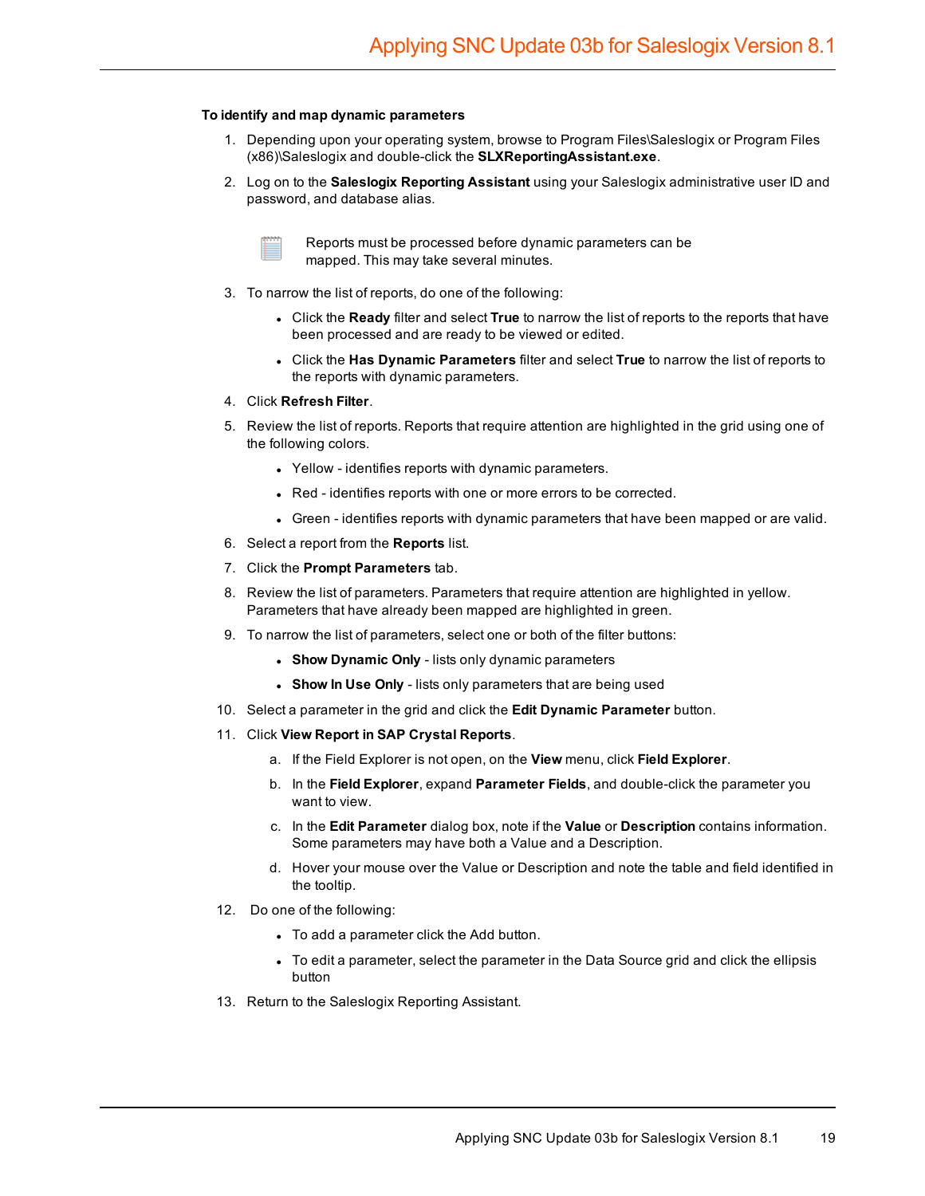**To identify and map dynamic parameters**

1. Depending upon your operating system, browse to Program Files\Saleslogix or Program Files (x86)\Saleslogix and double-click the **SLXReportingAssistant.exe**.
2. Log on to the **Saleslogix Reporting Assistant** using your Saleslogix administrative user ID and password, and database alias.

   Reports must be processed before dynamic parameters can be mapped. This may take several minutes.

3. To narrow the list of reports, do one of the following:
   - Click the **Ready** filter and select **True** to narrow the list of reports to the reports that have been processed and are ready to be viewed or edited.
   - Click the **Has Dynamic Parameters** filter and select **True** to narrow the list of reports to the reports with dynamic parameters.
4. Click **Refresh Filter**.
5. Review the list of reports. Reports that require attention are highlighted in the grid using one of the following colors.
   - Yellow - identifies reports with dynamic parameters.
   - Red - identifies reports with one or more errors to be corrected.
   - Green - identifies reports with dynamic parameters that have been mapped or are valid.
6. Select a report from the **Reports** list.
7. Click the **Prompt Parameters** tab.
8. Review the list of parameters. Parameters that require attention are highlighted in yellow. Parameters that have already been mapped are highlighted in green.
9. To narrow the list of parameters, select one or both of the filter buttons:
   - **Show Dynamic Only** - lists only dynamic parameters
   - **Show In Use Only** - lists only parameters that are being used
10. Select a parameter in the grid and click the **Edit Dynamic Parameter** button.
11. Click **View Report in SAP Crystal Reports**.
    a. If the Field Explorer is not open, on the **View** menu, click **Field Explorer**.
    b. In the **Field Explorer**, expand **Parameter Fields**, and double-click the parameter you want to view.
    c. In the **Edit Parameter** dialog box, note if the **Value** or **Description** contains information. Some parameters may have both a Value and a Description.
    d. Hover your mouse over the Value or Description and note the table and field identified in the tooltip.
12. Do one of the following:
    - To add a parameter click the Add button.
    - To edit a parameter, select the parameter in the Data Source grid and click the ellipsis button
13. Return to the Saleslogix Reporting Assistant.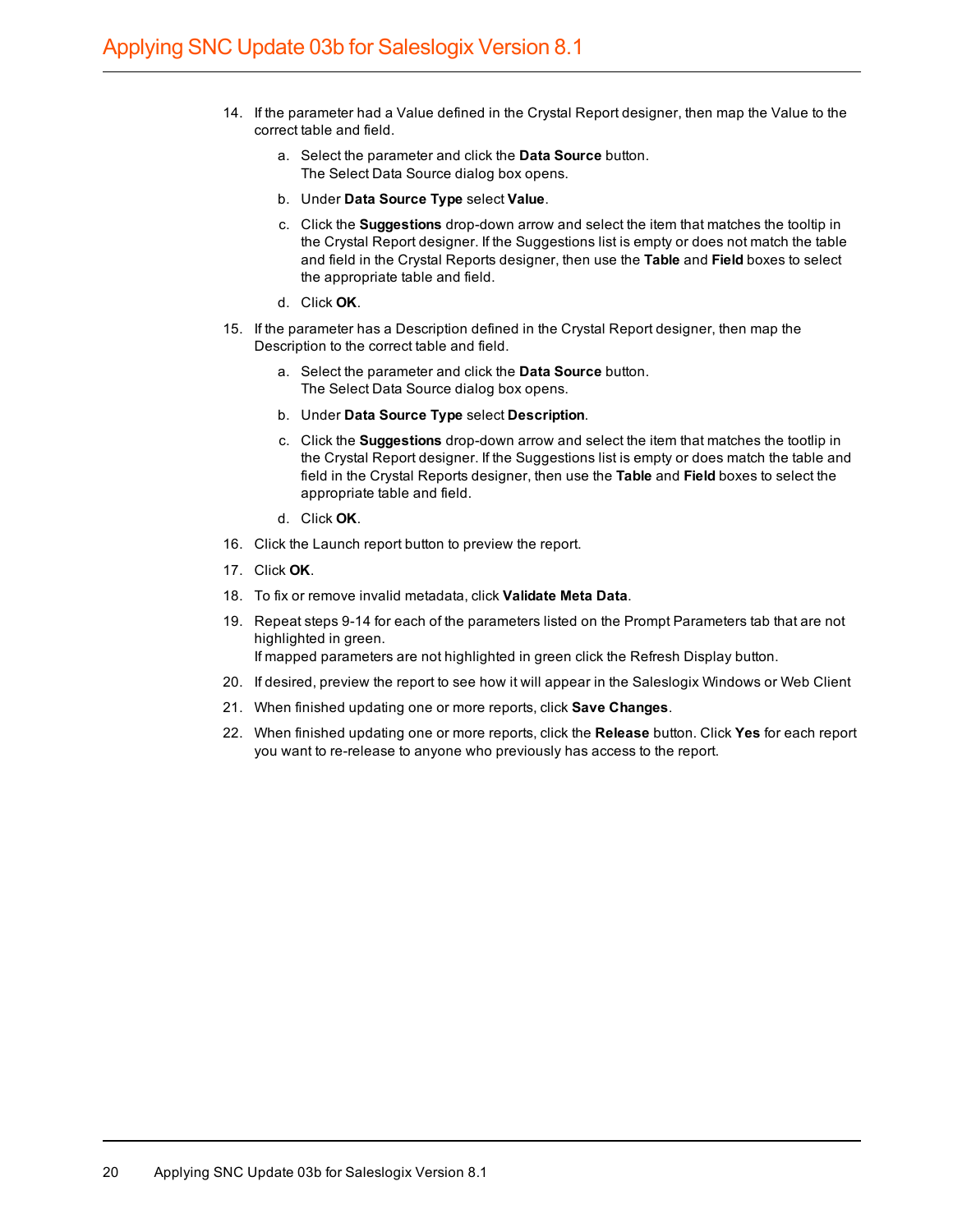14. If the parameter had a Value defined in the Crystal Report designer, then map the Value to the correct table and field.

    a. Select the parameter and click the **Data Source** button.
       The Select Data Source dialog box opens.

    b. Under **Data Source Type** select **Value**.

    c. Click the **Suggestions** drop-down arrow and select the item that matches the tooltip in the Crystal Report designer. If the Suggestions list is empty or does not match the table and field in the Crystal Reports designer, then use the **Table** and **Field** boxes to select the appropriate table and field.

    d. Click **OK**.

15. If the parameter has a Description defined in the Crystal Report designer, then map the Description to the correct table and field.

    a. Select the parameter and click the **Data Source** button.
       The Select Data Source dialog box opens.

    b. Under **Data Source Type** select **Description**.

    c. Click the **Suggestions** drop-down arrow and select the item that matches the tooltip in the Crystal Report designer. If the Suggestions list is empty or does match the table and field in the Crystal Reports designer, then use the **Table** and **Field** boxes to select the appropriate table and field.

    d. Click **OK**.

16. Click the Launch report button to preview the report.

17. Click **OK**.

18. To fix or remove invalid metadata, click **Validate Meta Data**.

19. Repeat steps 9-14 for each of the parameters listed on the Prompt Parameters tab that are not highlighted in green.
    If mapped parameters are not highlighted in green click the Refresh Display button.

20. If desired, preview the report to see how it will appear in the Saleslogix Windows or Web Client

21. When finished updating one or more reports, click **Save Changes**.

22. When finished updating one or more reports, click the **Release** button. Click **Yes** for each report you want to re-release to anyone who previously has access to the report.